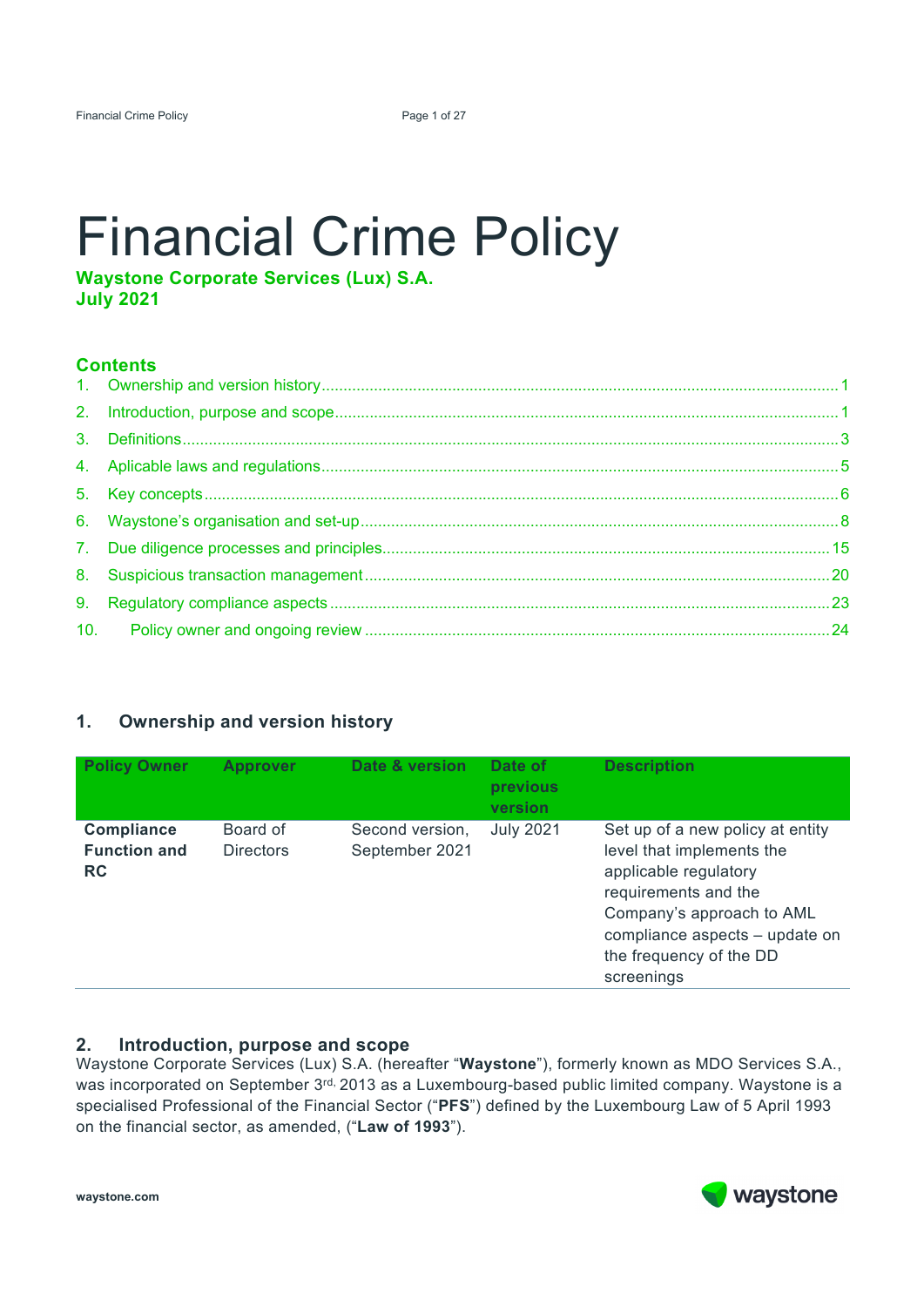# Financial Crime Policy

**Waystone Corporate Services (Lux) S.A.**
**July 2021**

## Contents

1. Ownership and version history ........ 1
2. Introduction, purpose and scope ........ 1
3. Definitions ........ 3
4. Aplicable laws and regulations ........ 5
5. Key concepts ........ 6
6. Waystone's organisation and set-up ........ 8
7. Due diligence processes and principles ........ 15
8. Suspicious transaction management ........ 20
9. Regulatory compliance aspects ........ 23
10. Policy owner and ongoing review ........ 24

## 1. Ownership and version history

| Policy Owner | Approver | Date & version | Date of previous version | Description |
|---|---|---|---|---|
| **Compliance Function and RC** | Board of Directors | Second version, September 2021 | July 2021 | Set up of a new policy at entity level that implements the applicable regulatory requirements and the Company's approach to AML compliance aspects – update on the frequency of the DD screenings |

## 2. Introduction, purpose and scope

Waystone Corporate Services (Lux) S.A. (hereafter "**Waystone**"), formerly known as MDO Services S.A., was incorporated on September 3rd, 2013 as a Luxembourg-based public limited company. Waystone is a specialised Professional of the Financial Sector ("**PFS**") defined by the Luxembourg Law of 5 April 1993 on the financial sector, as amended, ("**Law of 1993**").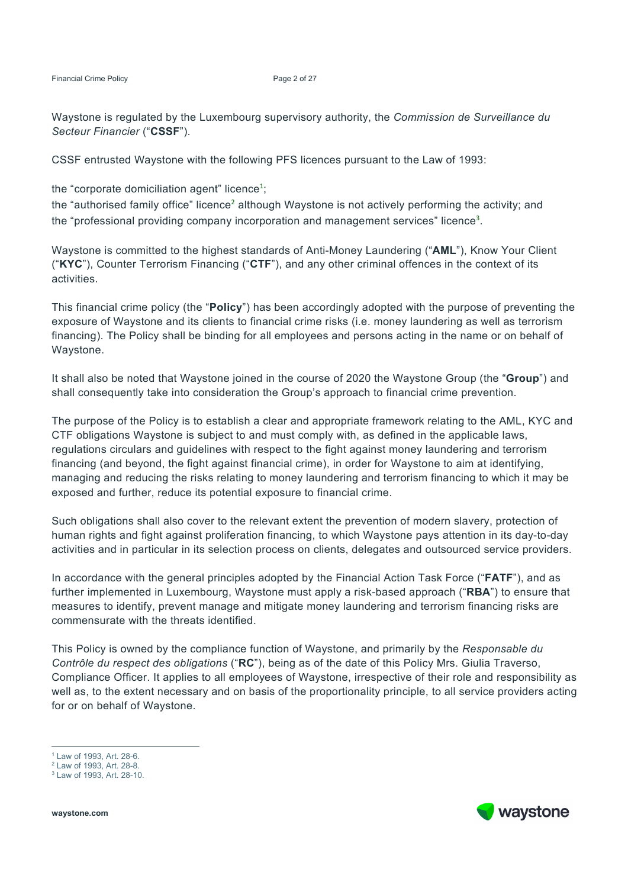Waystone is regulated by the Luxembourg supervisory authority, the *Commission de Surveillance du Secteur Financier* ("**CSSF**").

CSSF entrusted Waystone with the following PFS licences pursuant to the Law of 1993:

the "corporate domiciliation agent" licence[1];
the "authorised family office" licence[2] although Waystone is not actively performing the activity; and
the "professional providing company incorporation and management services" licence[3].

Waystone is committed to the highest standards of Anti-Money Laundering ("**AML**"), Know Your Client ("**KYC**"), Counter Terrorism Financing ("**CTF**"), and any other criminal offences in the context of its activities.

This financial crime policy (the "**Policy**") has been accordingly adopted with the purpose of preventing the exposure of Waystone and its clients to financial crime risks (i.e. money laundering as well as terrorism financing). The Policy shall be binding for all employees and persons acting in the name or on behalf of Waystone.

It shall also be noted that Waystone joined in the course of 2020 the Waystone Group (the "**Group**") and shall consequently take into consideration the Group's approach to financial crime prevention.

The purpose of the Policy is to establish a clear and appropriate framework relating to the AML, KYC and CTF obligations Waystone is subject to and must comply with, as defined in the applicable laws, regulations circulars and guidelines with respect to the fight against money laundering and terrorism financing (and beyond, the fight against financial crime), in order for Waystone to aim at identifying, managing and reducing the risks relating to money laundering and terrorism financing to which it may be exposed and further, reduce its potential exposure to financial crime.

Such obligations shall also cover to the relevant extent the prevention of modern slavery, protection of human rights and fight against proliferation financing, to which Waystone pays attention in its day-to-day activities and in particular in its selection process on clients, delegates and outsourced service providers.

In accordance with the general principles adopted by the Financial Action Task Force ("**FATF**"), and as further implemented in Luxembourg, Waystone must apply a risk-based approach ("**RBA**") to ensure that measures to identify, prevent manage and mitigate money laundering and terrorism financing risks are commensurate with the threats identified.

This Policy is owned by the compliance function of Waystone, and primarily by the *Responsable du Contrôle du respect des obligations* ("**RC**"), being as of the date of this Policy Mrs. Giulia Traverso, Compliance Officer. It applies to all employees of Waystone, irrespective of their role and responsibility as well as, to the extent necessary and on basis of the proportionality principle, to all service providers acting for or on behalf of Waystone.

---

[1] Law of 1993, Art. 28-6.
[2] Law of 1993, Art. 28-8.
[3] Law of 1993, Art. 28-10.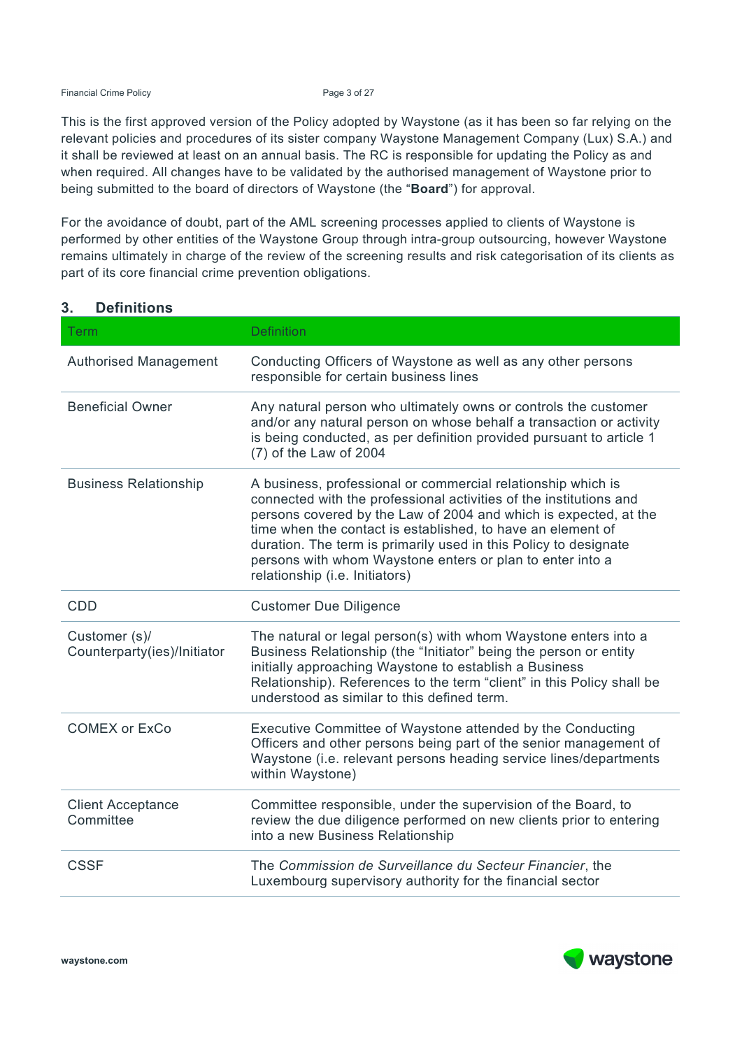This is the first approved version of the Policy adopted by Waystone (as it has been so far relying on the relevant policies and procedures of its sister company Waystone Management Company (Lux) S.A.) and it shall be reviewed at least on an annual basis. The RC is responsible for updating the Policy as and when required. All changes have to be validated by the authorised management of Waystone prior to being submitted to the board of directors of Waystone (the "**Board**") for approval.

For the avoidance of doubt, part of the AML screening processes applied to clients of Waystone is performed by other entities of the Waystone Group through intra-group outsourcing, however Waystone remains ultimately in charge of the review of the screening results and risk categorisation of its clients as part of its core financial crime prevention obligations.

## 3. Definitions

| Term | Definition |
|---|---|
| Authorised Management | Conducting Officers of Waystone as well as any other persons responsible for certain business lines |
| Beneficial Owner | Any natural person who ultimately owns or controls the customer and/or any natural person on whose behalf a transaction or activity is being conducted, as per definition provided pursuant to article 1 (7) of the Law of 2004 |
| Business Relationship | A business, professional or commercial relationship which is connected with the professional activities of the institutions and persons covered by the Law of 2004 and which is expected, at the time when the contact is established, to have an element of duration. The term is primarily used in this Policy to designate persons with whom Waystone enters or plan to enter into a relationship (i.e. Initiators) |
| CDD | Customer Due Diligence |
| Customer (s)/ Counterparty(ies)/Initiator | The natural or legal person(s) with whom Waystone enters into a Business Relationship (the "Initiator" being the person or entity initially approaching Waystone to establish a Business Relationship). References to the term "client" in this Policy shall be understood as similar to this defined term. |
| COMEX or ExCo | Executive Committee of Waystone attended by the Conducting Officers and other persons being part of the senior management of Waystone (i.e. relevant persons heading service lines/departments within Waystone) |
| Client Acceptance Committee | Committee responsible, under the supervision of the Board, to review the due diligence performed on new clients prior to entering into a new Business Relationship |
| CSSF | The *Commission de Surveillance du Secteur Financier*, the Luxembourg supervisory authority for the financial sector |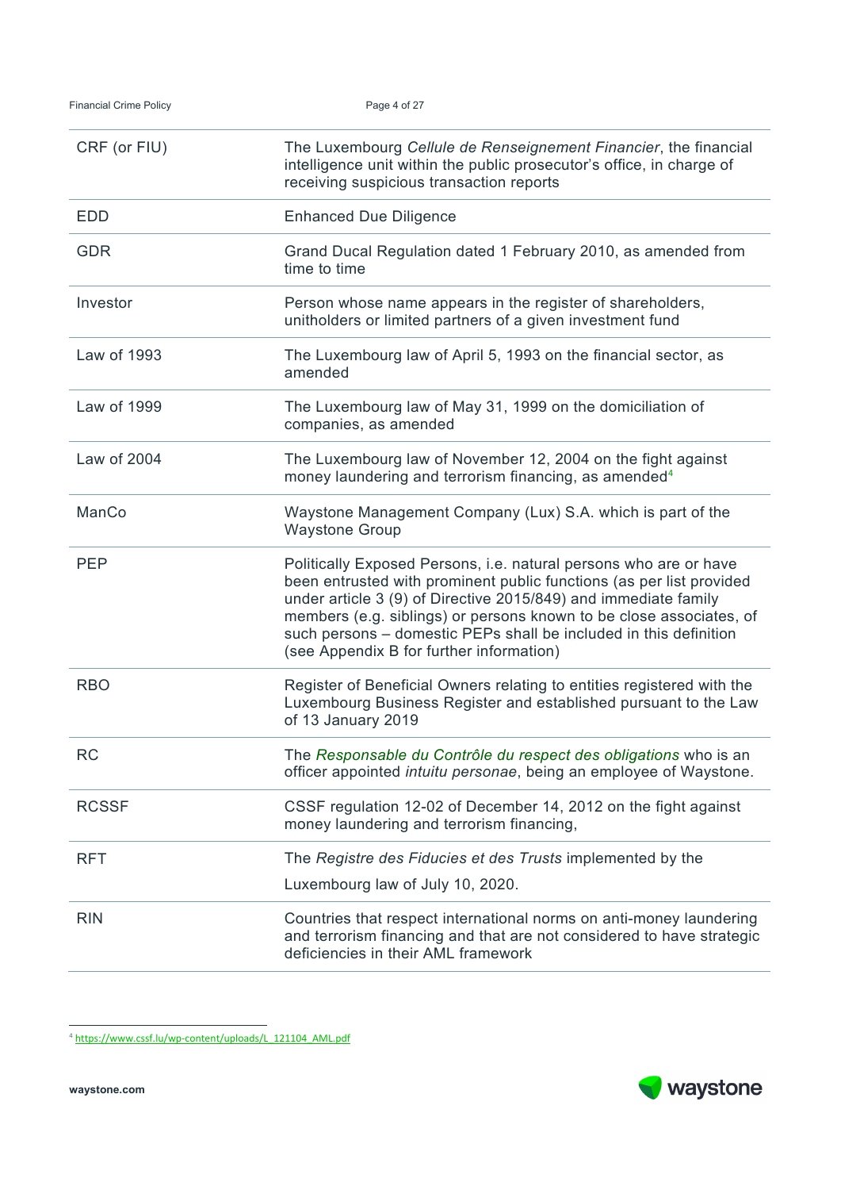| | |
|---|---|
| CRF (or FIU) | The Luxembourg *Cellule de Renseignement Financier*, the financial intelligence unit within the public prosecutor's office, in charge of receiving suspicious transaction reports |
| EDD | Enhanced Due Diligence |
| GDR | Grand Ducal Regulation dated 1 February 2010, as amended from time to time |
| Investor | Person whose name appears in the register of shareholders, unitholders or limited partners of a given investment fund |
| Law of 1993 | The Luxembourg law of April 5, 1993 on the financial sector, as amended |
| Law of 1999 | The Luxembourg law of May 31, 1999 on the domiciliation of companies, as amended |
| Law of 2004 | The Luxembourg law of November 12, 2004 on the fight against money laundering and terrorism financing, as amended[4] |
| ManCo | Waystone Management Company (Lux) S.A. which is part of the Waystone Group |
| PEP | Politically Exposed Persons, i.e. natural persons who are or have been entrusted with prominent public functions (as per list provided under article 3 (9) of Directive 2015/849) and immediate family members (e.g. siblings) or persons known to be close associates, of such persons – domestic PEPs shall be included in this definition (see Appendix B for further information) |
| RBO | Register of Beneficial Owners relating to entities registered with the Luxembourg Business Register and established pursuant to the Law of 13 January 2019 |
| RC | The *Responsable du Contrôle du respect des obligations* who is an officer appointed *intuitu personae*, being an employee of Waystone. |
| RCSSF | CSSF regulation 12-02 of December 14, 2012 on the fight against money laundering and terrorism financing, |
| RFT | The *Registre des Fiducies et des Trusts* implemented by the Luxembourg law of July 10, 2020. |
| RIN | Countries that respect international norms on anti-money laundering and terrorism financing and that are not considered to have strategic deficiencies in their AML framework |

[4] https://www.cssf.lu/wp-content/uploads/L_121104_AML.pdf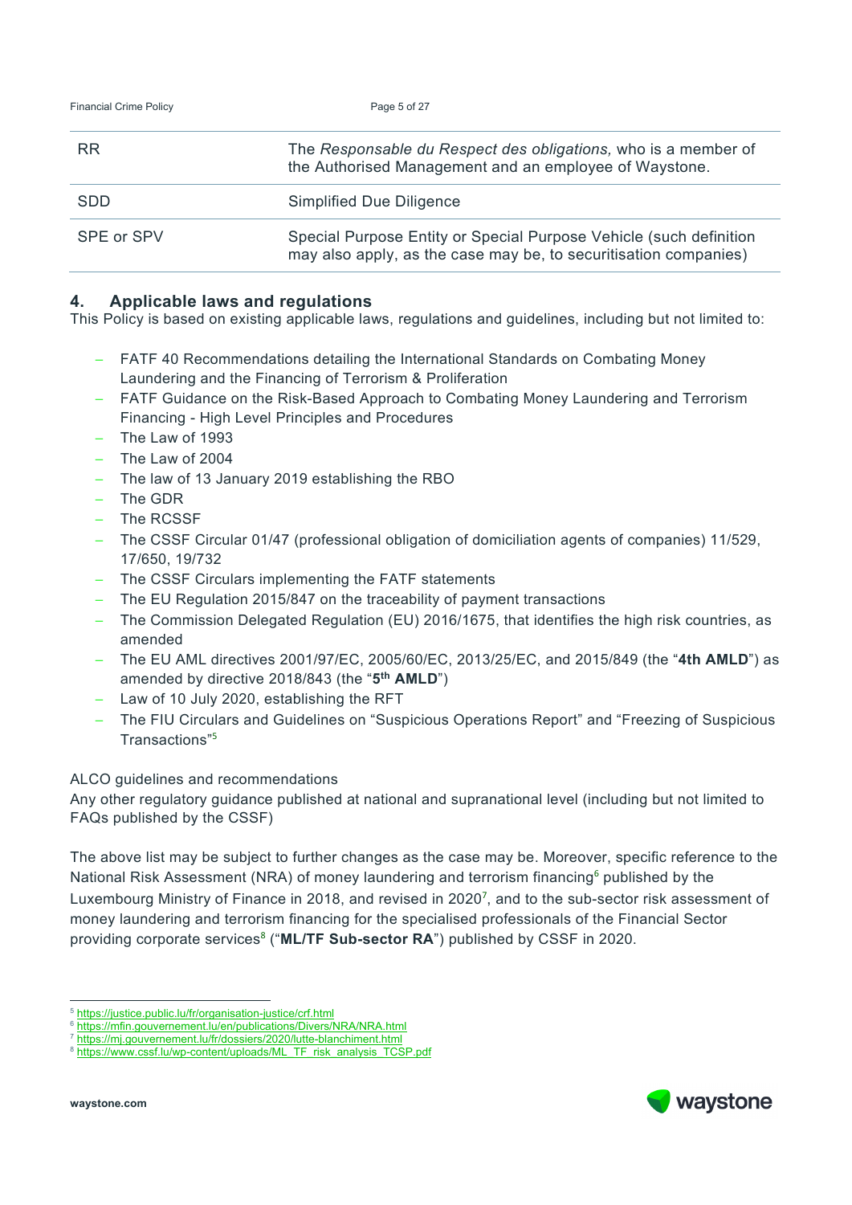| RR | The *Responsable du Respect des obligations,* who is a member of the Authorised Management and an employee of Waystone. |
|---|---|
| SDD | Simplified Due Diligence |
| SPE or SPV | Special Purpose Entity or Special Purpose Vehicle (such definition may also apply, as the case may be, to securitisation companies) |

## 4. Applicable laws and regulations

This Policy is based on existing applicable laws, regulations and guidelines, including but not limited to:

- FATF 40 Recommendations detailing the International Standards on Combating Money Laundering and the Financing of Terrorism & Proliferation
- FATF Guidance on the Risk-Based Approach to Combating Money Laundering and Terrorism Financing - High Level Principles and Procedures
- The Law of 1993
- The Law of 2004
- The law of 13 January 2019 establishing the RBO
- The GDR
- The RCSSF
- The CSSF Circular 01/47 (professional obligation of domiciliation agents of companies) 11/529, 17/650, 19/732
- The CSSF Circulars implementing the FATF statements
- The EU Regulation 2015/847 on the traceability of payment transactions
- The Commission Delegated Regulation (EU) 2016/1675, that identifies the high risk countries, as amended
- The EU AML directives 2001/97/EC, 2005/60/EC, 2013/25/EC, and 2015/849 (the "**4th AMLD**") as amended by directive 2018/843 (the "**5th AMLD**")
- Law of 10 July 2020, establishing the RFT
- The FIU Circulars and Guidelines on "Suspicious Operations Report" and "Freezing of Suspicious Transactions"[5]

ALCO guidelines and recommendations

Any other regulatory guidance published at national and supranational level (including but not limited to FAQs published by the CSSF)

The above list may be subject to further changes as the case may be. Moreover, specific reference to the National Risk Assessment (NRA) of money laundering and terrorism financing[6] published by the Luxembourg Ministry of Finance in 2018, and revised in 2020[7], and to the sub-sector risk assessment of money laundering and terrorism financing for the specialised professionals of the Financial Sector providing corporate services[8] ("**ML/TF Sub-sector RA**") published by CSSF in 2020.

---

[5] https://justice.public.lu/fr/organisation-justice/crf.html
[6] https://mfin.gouvernement.lu/en/publications/Divers/NRA/NRA.html
[7] https://mj.gouvernement.lu/fr/dossiers/2020/lutte-blanchiment.html
[8] https://www.cssf.lu/wp-content/uploads/ML_TF_risk_analysis_TCSP.pdf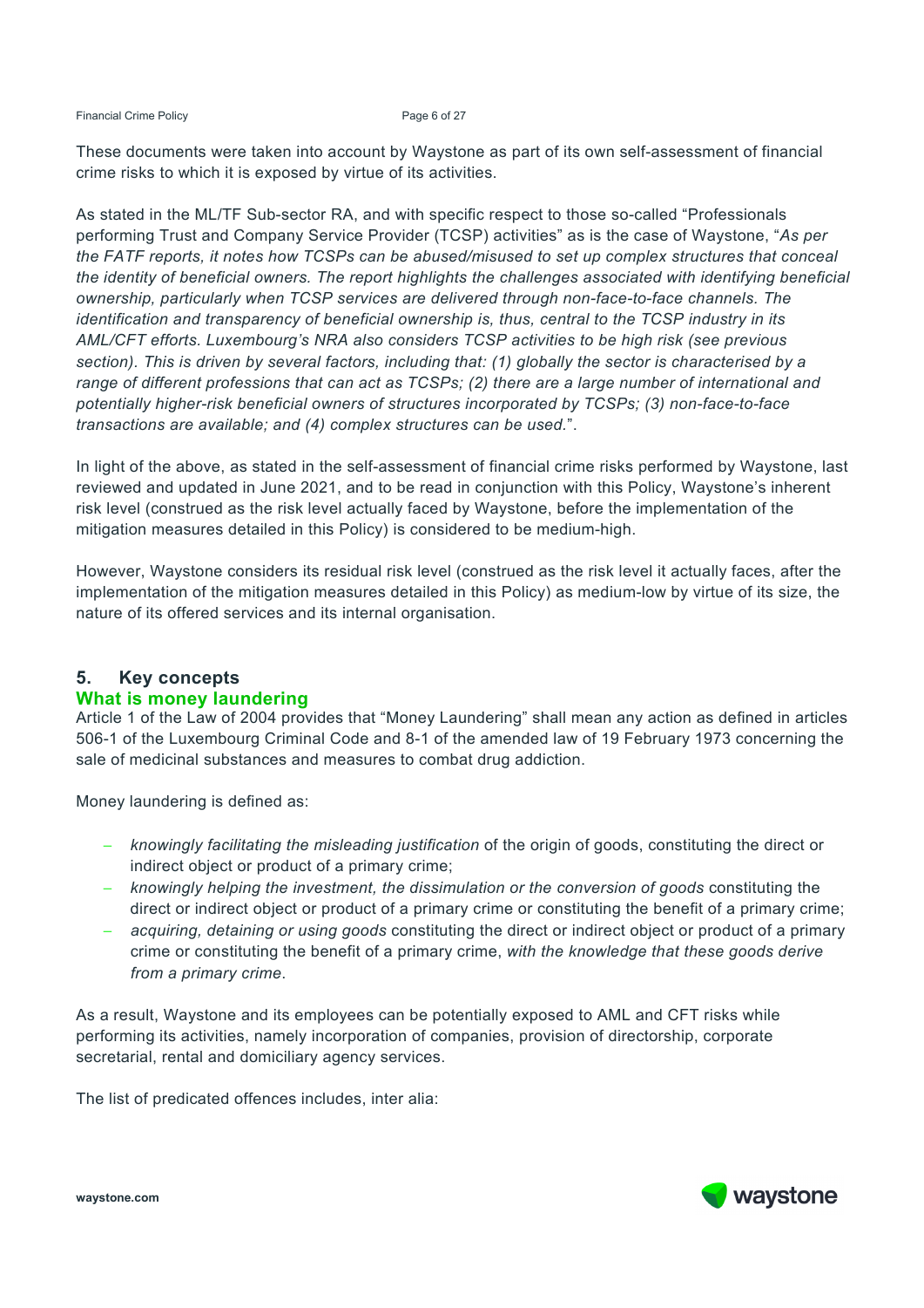These documents were taken into account by Waystone as part of its own self-assessment of financial crime risks to which it is exposed by virtue of its activities.

As stated in the ML/TF Sub-sector RA, and with specific respect to those so-called "Professionals performing Trust and Company Service Provider (TCSP) activities" as is the case of Waystone, "*As per the FATF reports, it notes how TCSPs can be abused/misused to set up complex structures that conceal the identity of beneficial owners. The report highlights the challenges associated with identifying beneficial ownership, particularly when TCSP services are delivered through non-face-to-face channels. The identification and transparency of beneficial ownership is, thus, central to the TCSP industry in its AML/CFT efforts. Luxembourg's NRA also considers TCSP activities to be high risk (see previous section). This is driven by several factors, including that: (1) globally the sector is characterised by a range of different professions that can act as TCSPs; (2) there are a large number of international and potentially higher-risk beneficial owners of structures incorporated by TCSPs; (3) non-face-to-face transactions are available; and (4) complex structures can be used.*".

In light of the above, as stated in the self-assessment of financial crime risks performed by Waystone, last reviewed and updated in June 2021, and to be read in conjunction with this Policy, Waystone's inherent risk level (construed as the risk level actually faced by Waystone, before the implementation of the mitigation measures detailed in this Policy) is considered to be medium-high.

However, Waystone considers its residual risk level (construed as the risk level it actually faces, after the implementation of the mitigation measures detailed in this Policy) as medium-low by virtue of its size, the nature of its offered services and its internal organisation.

## 5. Key concepts

### What is money laundering

Article 1 of the Law of 2004 provides that "Money Laundering" shall mean any action as defined in articles 506-1 of the Luxembourg Criminal Code and 8-1 of the amended law of 19 February 1973 concerning the sale of medicinal substances and measures to combat drug addiction.

Money laundering is defined as:

- *knowingly facilitating the misleading justification* of the origin of goods, constituting the direct or indirect object or product of a primary crime;
- *knowingly helping the investment, the dissimulation or the conversion of goods* constituting the direct or indirect object or product of a primary crime or constituting the benefit of a primary crime;
- *acquiring, detaining or using goods* constituting the direct or indirect object or product of a primary crime or constituting the benefit of a primary crime, *with the knowledge that these goods derive from a primary crime*.

As a result, Waystone and its employees can be potentially exposed to AML and CFT risks while performing its activities, namely incorporation of companies, provision of directorship, corporate secretarial, rental and domiciliary agency services.

The list of predicated offences includes, inter alia: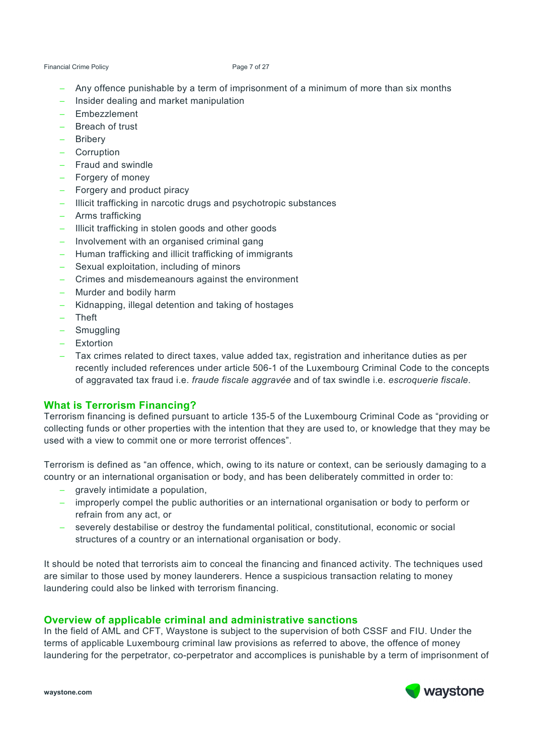- Any offence punishable by a term of imprisonment of a minimum of more than six months
- Insider dealing and market manipulation
- Embezzlement
- Breach of trust
- Bribery
- Corruption
- Fraud and swindle
- Forgery of money
- Forgery and product piracy
- Illicit trafficking in narcotic drugs and psychotropic substances
- Arms trafficking
- Illicit trafficking in stolen goods and other goods
- Involvement with an organised criminal gang
- Human trafficking and illicit trafficking of immigrants
- Sexual exploitation, including of minors
- Crimes and misdemeanours against the environment
- Murder and bodily harm
- Kidnapping, illegal detention and taking of hostages
- Theft
- Smuggling
- Extortion
- Tax crimes related to direct taxes, value added tax, registration and inheritance duties as per recently included references under article 506-1 of the Luxembourg Criminal Code to the concepts of aggravated tax fraud i.e. *fraude fiscale aggravée* and of tax swindle i.e. *escroquerie fiscale*.

## What is Terrorism Financing?

Terrorism financing is defined pursuant to article 135-5 of the Luxembourg Criminal Code as "providing or collecting funds or other properties with the intention that they are used to, or knowledge that they may be used with a view to commit one or more terrorist offences".

Terrorism is defined as "an offence, which, owing to its nature or context, can be seriously damaging to a country or an international organisation or body, and has been deliberately committed in order to:

- gravely intimidate a population,
- improperly compel the public authorities or an international organisation or body to perform or refrain from any act, or
- severely destabilise or destroy the fundamental political, constitutional, economic or social structures of a country or an international organisation or body.

It should be noted that terrorists aim to conceal the financing and financed activity. The techniques used are similar to those used by money launderers. Hence a suspicious transaction relating to money laundering could also be linked with terrorism financing.

## Overview of applicable criminal and administrative sanctions

In the field of AML and CFT, Waystone is subject to the supervision of both CSSF and FIU. Under the terms of applicable Luxembourg criminal law provisions as referred to above, the offence of money laundering for the perpetrator, co-perpetrator and accomplices is punishable by a term of imprisonment of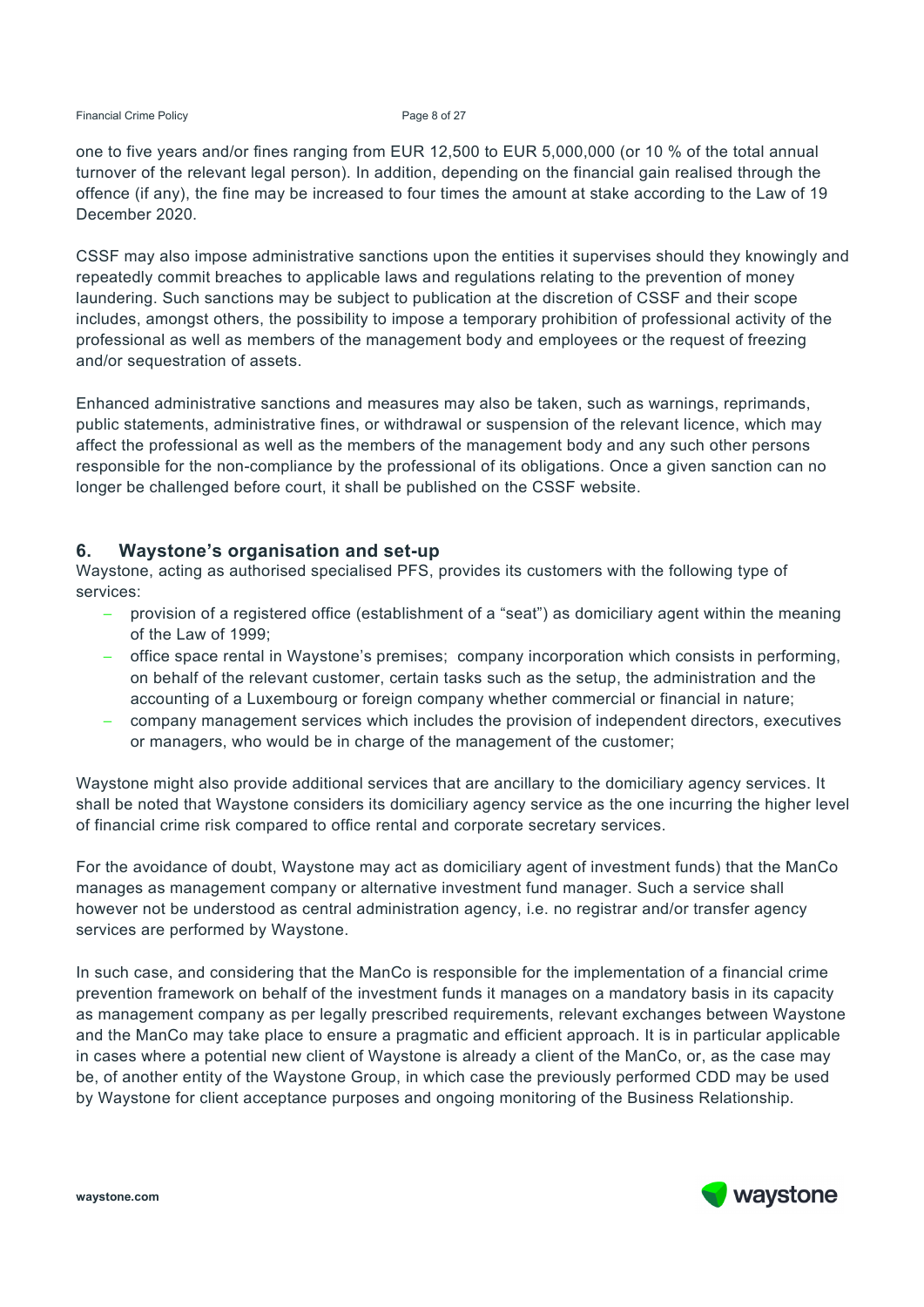one to five years and/or fines ranging from EUR 12,500 to EUR 5,000,000 (or 10 % of the total annual turnover of the relevant legal person). In addition, depending on the financial gain realised through the offence (if any), the fine may be increased to four times the amount at stake according to the Law of 19 December 2020.

CSSF may also impose administrative sanctions upon the entities it supervises should they knowingly and repeatedly commit breaches to applicable laws and regulations relating to the prevention of money laundering. Such sanctions may be subject to publication at the discretion of CSSF and their scope includes, amongst others, the possibility to impose a temporary prohibition of professional activity of the professional as well as members of the management body and employees or the request of freezing and/or sequestration of assets.

Enhanced administrative sanctions and measures may also be taken, such as warnings, reprimands, public statements, administrative fines, or withdrawal or suspension of the relevant licence, which may affect the professional as well as the members of the management body and any such other persons responsible for the non-compliance by the professional of its obligations. Once a given sanction can no longer be challenged before court, it shall be published on the CSSF website.

## 6. Waystone's organisation and set-up

Waystone, acting as authorised specialised PFS, provides its customers with the following type of services:

- provision of a registered office (establishment of a "seat") as domiciliary agent within the meaning of the Law of 1999;
- office space rental in Waystone's premises; company incorporation which consists in performing, on behalf of the relevant customer, certain tasks such as the setup, the administration and the accounting of a Luxembourg or foreign company whether commercial or financial in nature;
- company management services which includes the provision of independent directors, executives or managers, who would be in charge of the management of the customer;

Waystone might also provide additional services that are ancillary to the domiciliary agency services. It shall be noted that Waystone considers its domiciliary agency service as the one incurring the higher level of financial crime risk compared to office rental and corporate secretary services.

For the avoidance of doubt, Waystone may act as domiciliary agent of investment funds) that the ManCo manages as management company or alternative investment fund manager. Such a service shall however not be understood as central administration agency, i.e. no registrar and/or transfer agency services are performed by Waystone.

In such case, and considering that the ManCo is responsible for the implementation of a financial crime prevention framework on behalf of the investment funds it manages on a mandatory basis in its capacity as management company as per legally prescribed requirements, relevant exchanges between Waystone and the ManCo may take place to ensure a pragmatic and efficient approach. It is in particular applicable in cases where a potential new client of Waystone is already a client of the ManCo, or, as the case may be, of another entity of the Waystone Group, in which case the previously performed CDD may be used by Waystone for client acceptance purposes and ongoing monitoring of the Business Relationship.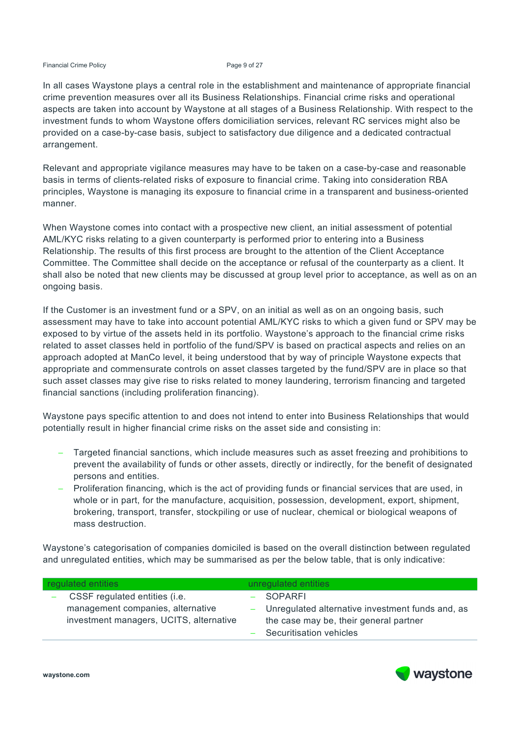In all cases Waystone plays a central role in the establishment and maintenance of appropriate financial crime prevention measures over all its Business Relationships. Financial crime risks and operational aspects are taken into account by Waystone at all stages of a Business Relationship. With respect to the investment funds to whom Waystone offers domiciliation services, relevant RC services might also be provided on a case-by-case basis, subject to satisfactory due diligence and a dedicated contractual arrangement.

Relevant and appropriate vigilance measures may have to be taken on a case-by-case and reasonable basis in terms of clients-related risks of exposure to financial crime. Taking into consideration RBA principles, Waystone is managing its exposure to financial crime in a transparent and business-oriented manner.

When Waystone comes into contact with a prospective new client, an initial assessment of potential AML/KYC risks relating to a given counterparty is performed prior to entering into a Business Relationship. The results of this first process are brought to the attention of the Client Acceptance Committee. The Committee shall decide on the acceptance or refusal of the counterparty as a client. It shall also be noted that new clients may be discussed at group level prior to acceptance, as well as on an ongoing basis.

If the Customer is an investment fund or a SPV, on an initial as well as on an ongoing basis, such assessment may have to take into account potential AML/KYC risks to which a given fund or SPV may be exposed to by virtue of the assets held in its portfolio. Waystone's approach to the financial crime risks related to asset classes held in portfolio of the fund/SPV is based on practical aspects and relies on an approach adopted at ManCo level, it being understood that by way of principle Waystone expects that appropriate and commensurate controls on asset classes targeted by the fund/SPV are in place so that such asset classes may give rise to risks related to money laundering, terrorism financing and targeted financial sanctions (including proliferation financing).

Waystone pays specific attention to and does not intend to enter into Business Relationships that would potentially result in higher financial crime risks on the asset side and consisting in:

- Targeted financial sanctions, which include measures such as asset freezing and prohibitions to prevent the availability of funds or other assets, directly or indirectly, for the benefit of designated persons and entities.
- Proliferation financing, which is the act of providing funds or financial services that are used, in whole or in part, for the manufacture, acquisition, possession, development, export, shipment, brokering, transport, transfer, stockpiling or use of nuclear, chemical or biological weapons of mass destruction.

Waystone's categorisation of companies domiciled is based on the overall distinction between regulated and unregulated entities, which may be summarised as per the below table, that is only indicative:

| regulated entities | unregulated entities |
| --- | --- |
| – CSSF regulated entities (i.e. management companies, alternative investment managers, UCITS, alternative | – SOPARFI<br>– Unregulated alternative investment funds and, as the case may be, their general partner<br>– Securitisation vehicles |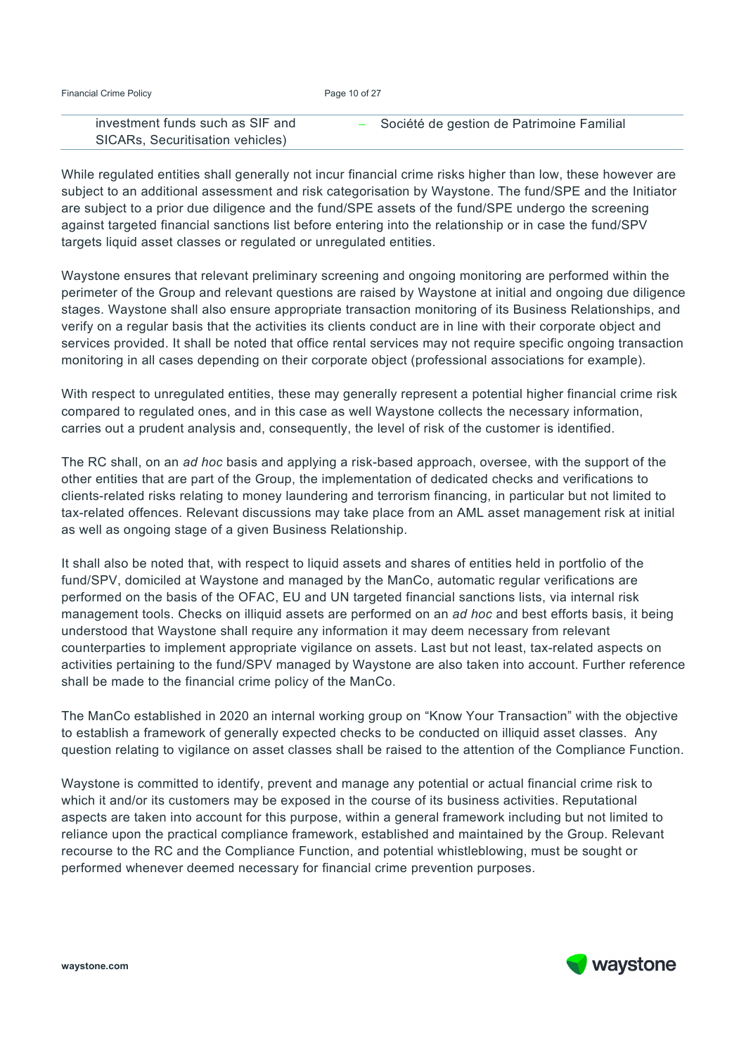| investment funds such as SIF and SICARs, Securitisation vehicles) | – Société de gestion de Patrimoine Familial |
|---|---|

While regulated entities shall generally not incur financial crime risks higher than low, these however are subject to an additional assessment and risk categorisation by Waystone. The fund/SPE and the Initiator are subject to a prior due diligence and the fund/SPE assets of the fund/SPE undergo the screening against targeted financial sanctions list before entering into the relationship or in case the fund/SPV targets liquid asset classes or regulated or unregulated entities.

Waystone ensures that relevant preliminary screening and ongoing monitoring are performed within the perimeter of the Group and relevant questions are raised by Waystone at initial and ongoing due diligence stages. Waystone shall also ensure appropriate transaction monitoring of its Business Relationships, and verify on a regular basis that the activities its clients conduct are in line with their corporate object and services provided. It shall be noted that office rental services may not require specific ongoing transaction monitoring in all cases depending on their corporate object (professional associations for example).

With respect to unregulated entities, these may generally represent a potential higher financial crime risk compared to regulated ones, and in this case as well Waystone collects the necessary information, carries out a prudent analysis and, consequently, the level of risk of the customer is identified.

The RC shall, on an *ad hoc* basis and applying a risk-based approach, oversee, with the support of the other entities that are part of the Group, the implementation of dedicated checks and verifications to clients-related risks relating to money laundering and terrorism financing, in particular but not limited to tax-related offences. Relevant discussions may take place from an AML asset management risk at initial as well as ongoing stage of a given Business Relationship.

It shall also be noted that, with respect to liquid assets and shares of entities held in portfolio of the fund/SPV, domiciled at Waystone and managed by the ManCo, automatic regular verifications are performed on the basis of the OFAC, EU and UN targeted financial sanctions lists, via internal risk management tools. Checks on illiquid assets are performed on an *ad hoc* and best efforts basis, it being understood that Waystone shall require any information it may deem necessary from relevant counterparties to implement appropriate vigilance on assets. Last but not least, tax-related aspects on activities pertaining to the fund/SPV managed by Waystone are also taken into account. Further reference shall be made to the financial crime policy of the ManCo.

The ManCo established in 2020 an internal working group on "Know Your Transaction" with the objective to establish a framework of generally expected checks to be conducted on illiquid asset classes. Any question relating to vigilance on asset classes shall be raised to the attention of the Compliance Function.

Waystone is committed to identify, prevent and manage any potential or actual financial crime risk to which it and/or its customers may be exposed in the course of its business activities. Reputational aspects are taken into account for this purpose, within a general framework including but not limited to reliance upon the practical compliance framework, established and maintained by the Group. Relevant recourse to the RC and the Compliance Function, and potential whistleblowing, must be sought or performed whenever deemed necessary for financial crime prevention purposes.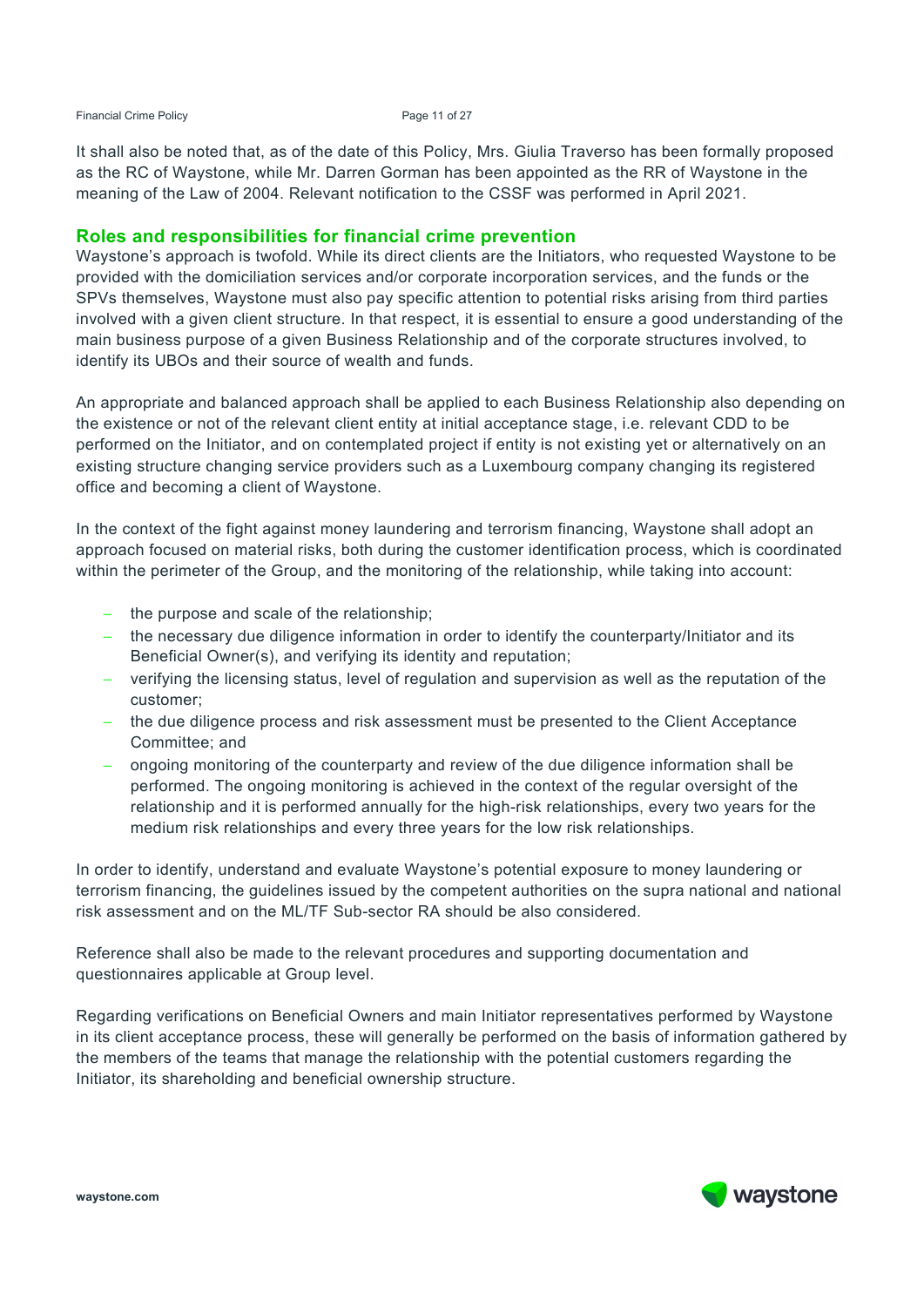It shall also be noted that, as of the date of this Policy, Mrs. Giulia Traverso has been formally proposed as the RC of Waystone, while Mr. Darren Gorman has been appointed as the RR of Waystone in the meaning of the Law of 2004. Relevant notification to the CSSF was performed in April 2021.

## Roles and responsibilities for financial crime prevention

Waystone's approach is twofold. While its direct clients are the Initiators, who requested Waystone to be provided with the domiciliation services and/or corporate incorporation services, and the funds or the SPVs themselves, Waystone must also pay specific attention to potential risks arising from third parties involved with a given client structure. In that respect, it is essential to ensure a good understanding of the main business purpose of a given Business Relationship and of the corporate structures involved, to identify its UBOs and their source of wealth and funds.

An appropriate and balanced approach shall be applied to each Business Relationship also depending on the existence or not of the relevant client entity at initial acceptance stage, i.e. relevant CDD to be performed on the Initiator, and on contemplated project if entity is not existing yet or alternatively on an existing structure changing service providers such as a Luxembourg company changing its registered office and becoming a client of Waystone.

In the context of the fight against money laundering and terrorism financing, Waystone shall adopt an approach focused on material risks, both during the customer identification process, which is coordinated within the perimeter of the Group, and the monitoring of the relationship, while taking into account:

- the purpose and scale of the relationship;
- the necessary due diligence information in order to identify the counterparty/Initiator and its Beneficial Owner(s), and verifying its identity and reputation;
- verifying the licensing status, level of regulation and supervision as well as the reputation of the customer;
- the due diligence process and risk assessment must be presented to the Client Acceptance Committee; and
- ongoing monitoring of the counterparty and review of the due diligence information shall be performed. The ongoing monitoring is achieved in the context of the regular oversight of the relationship and it is performed annually for the high-risk relationships, every two years for the medium risk relationships and every three years for the low risk relationships.

In order to identify, understand and evaluate Waystone's potential exposure to money laundering or terrorism financing, the guidelines issued by the competent authorities on the supra national and national risk assessment and on the ML/TF Sub-sector RA should be also considered.

Reference shall also be made to the relevant procedures and supporting documentation and questionnaires applicable at Group level.

Regarding verifications on Beneficial Owners and main Initiator representatives performed by Waystone in its client acceptance process, these will generally be performed on the basis of information gathered by the members of the teams that manage the relationship with the potential customers regarding the Initiator, its shareholding and beneficial ownership structure.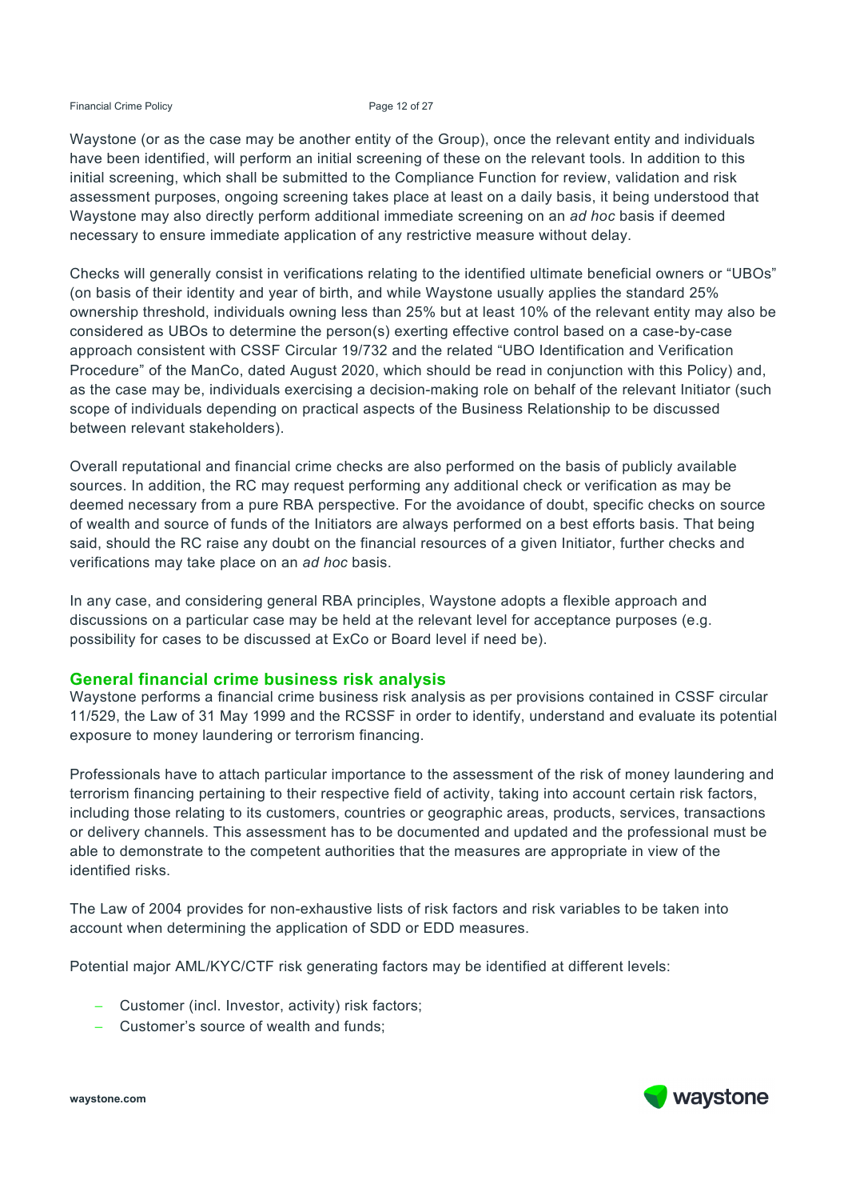Waystone (or as the case may be another entity of the Group), once the relevant entity and individuals have been identified, will perform an initial screening of these on the relevant tools. In addition to this initial screening, which shall be submitted to the Compliance Function for review, validation and risk assessment purposes, ongoing screening takes place at least on a daily basis, it being understood that Waystone may also directly perform additional immediate screening on an *ad hoc* basis if deemed necessary to ensure immediate application of any restrictive measure without delay.

Checks will generally consist in verifications relating to the identified ultimate beneficial owners or "UBOs" (on basis of their identity and year of birth, and while Waystone usually applies the standard 25% ownership threshold, individuals owning less than 25% but at least 10% of the relevant entity may also be considered as UBOs to determine the person(s) exerting effective control based on a case-by-case approach consistent with CSSF Circular 19/732 and the related "UBO Identification and Verification Procedure" of the ManCo, dated August 2020, which should be read in conjunction with this Policy) and, as the case may be, individuals exercising a decision-making role on behalf of the relevant Initiator (such scope of individuals depending on practical aspects of the Business Relationship to be discussed between relevant stakeholders).

Overall reputational and financial crime checks are also performed on the basis of publicly available sources. In addition, the RC may request performing any additional check or verification as may be deemed necessary from a pure RBA perspective. For the avoidance of doubt, specific checks on source of wealth and source of funds of the Initiators are always performed on a best efforts basis. That being said, should the RC raise any doubt on the financial resources of a given Initiator, further checks and verifications may take place on an *ad hoc* basis.

In any case, and considering general RBA principles, Waystone adopts a flexible approach and discussions on a particular case may be held at the relevant level for acceptance purposes (e.g. possibility for cases to be discussed at ExCo or Board level if need be).

## General financial crime business risk analysis

Waystone performs a financial crime business risk analysis as per provisions contained in CSSF circular 11/529, the Law of 31 May 1999 and the RCSSF in order to identify, understand and evaluate its potential exposure to money laundering or terrorism financing.

Professionals have to attach particular importance to the assessment of the risk of money laundering and terrorism financing pertaining to their respective field of activity, taking into account certain risk factors, including those relating to its customers, countries or geographic areas, products, services, transactions or delivery channels. This assessment has to be documented and updated and the professional must be able to demonstrate to the competent authorities that the measures are appropriate in view of the identified risks.

The Law of 2004 provides for non-exhaustive lists of risk factors and risk variables to be taken into account when determining the application of SDD or EDD measures.

Potential major AML/KYC/CTF risk generating factors may be identified at different levels:

- Customer (incl. Investor, activity) risk factors;
- Customer's source of wealth and funds;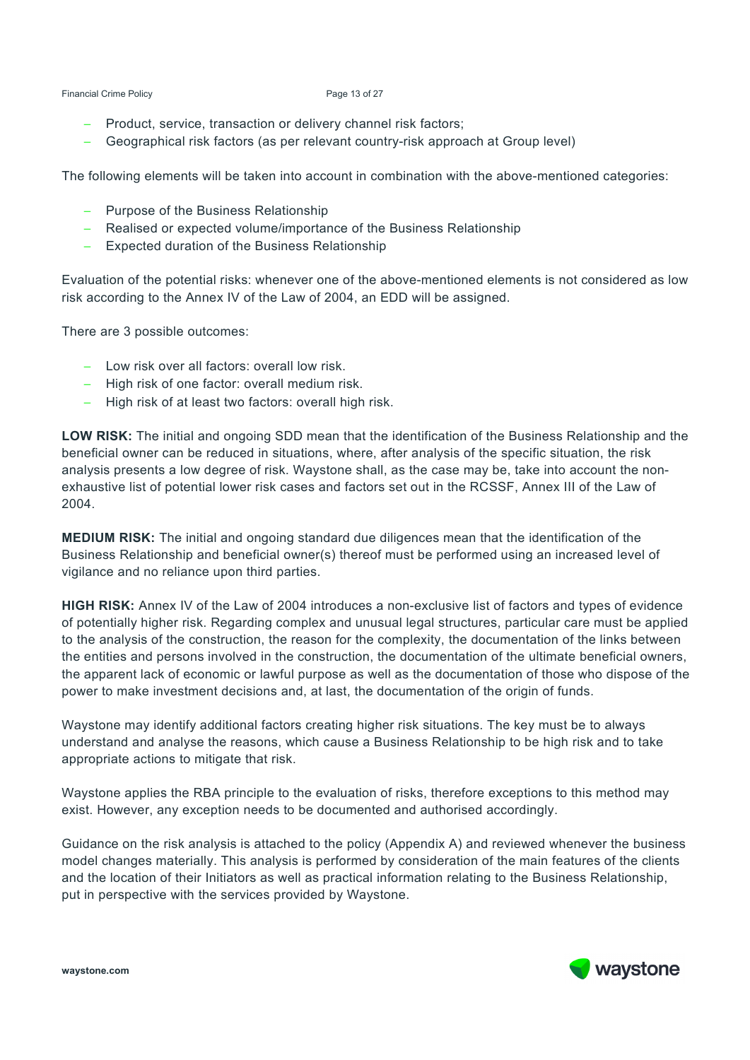- Product, service, transaction or delivery channel risk factors;
- Geographical risk factors (as per relevant country-risk approach at Group level)

The following elements will be taken into account in combination with the above-mentioned categories:

- Purpose of the Business Relationship
- Realised or expected volume/importance of the Business Relationship
- Expected duration of the Business Relationship

Evaluation of the potential risks: whenever one of the above-mentioned elements is not considered as low risk according to the Annex IV of the Law of 2004, an EDD will be assigned.

There are 3 possible outcomes:

- Low risk over all factors: overall low risk.
- High risk of one factor: overall medium risk.
- High risk of at least two factors: overall high risk.

**LOW RISK:** The initial and ongoing SDD mean that the identification of the Business Relationship and the beneficial owner can be reduced in situations, where, after analysis of the specific situation, the risk analysis presents a low degree of risk. Waystone shall, as the case may be, take into account the non-exhaustive list of potential lower risk cases and factors set out in the RCSSF, Annex III of the Law of 2004.

**MEDIUM RISK:** The initial and ongoing standard due diligences mean that the identification of the Business Relationship and beneficial owner(s) thereof must be performed using an increased level of vigilance and no reliance upon third parties.

**HIGH RISK:** Annex IV of the Law of 2004 introduces a non-exclusive list of factors and types of evidence of potentially higher risk. Regarding complex and unusual legal structures, particular care must be applied to the analysis of the construction, the reason for the complexity, the documentation of the links between the entities and persons involved in the construction, the documentation of the ultimate beneficial owners, the apparent lack of economic or lawful purpose as well as the documentation of those who dispose of the power to make investment decisions and, at last, the documentation of the origin of funds.

Waystone may identify additional factors creating higher risk situations. The key must be to always understand and analyse the reasons, which cause a Business Relationship to be high risk and to take appropriate actions to mitigate that risk.

Waystone applies the RBA principle to the evaluation of risks, therefore exceptions to this method may exist. However, any exception needs to be documented and authorised accordingly.

Guidance on the risk analysis is attached to the policy (Appendix A) and reviewed whenever the business model changes materially. This analysis is performed by consideration of the main features of the clients and the location of their Initiators as well as practical information relating to the Business Relationship, put in perspective with the services provided by Waystone.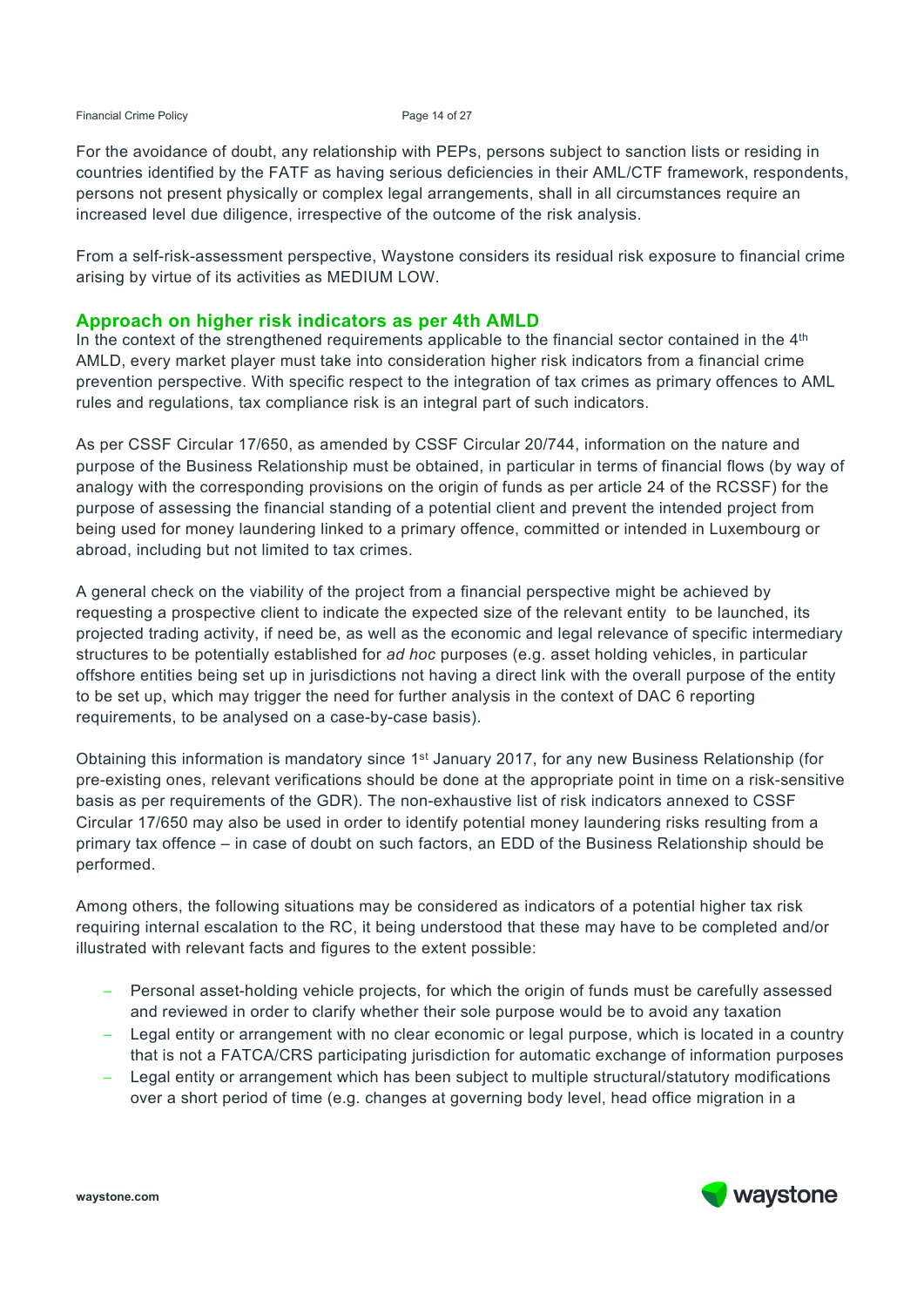For the avoidance of doubt, any relationship with PEPs, persons subject to sanction lists or residing in countries identified by the FATF as having serious deficiencies in their AML/CTF framework, respondents, persons not present physically or complex legal arrangements, shall in all circumstances require an increased level due diligence, irrespective of the outcome of the risk analysis.

From a self-risk-assessment perspective, Waystone considers its residual risk exposure to financial crime arising by virtue of its activities as MEDIUM LOW.

## Approach on higher risk indicators as per 4th AMLD

In the context of the strengthened requirements applicable to the financial sector contained in the 4th AMLD, every market player must take into consideration higher risk indicators from a financial crime prevention perspective. With specific respect to the integration of tax crimes as primary offences to AML rules and regulations, tax compliance risk is an integral part of such indicators.

As per CSSF Circular 17/650, as amended by CSSF Circular 20/744, information on the nature and purpose of the Business Relationship must be obtained, in particular in terms of financial flows (by way of analogy with the corresponding provisions on the origin of funds as per article 24 of the RCSSF) for the purpose of assessing the financial standing of a potential client and prevent the intended project from being used for money laundering linked to a primary offence, committed or intended in Luxembourg or abroad, including but not limited to tax crimes.

A general check on the viability of the project from a financial perspective might be achieved by requesting a prospective client to indicate the expected size of the relevant entity to be launched, its projected trading activity, if need be, as well as the economic and legal relevance of specific intermediary structures to be potentially established for *ad hoc* purposes (e.g. asset holding vehicles, in particular offshore entities being set up in jurisdictions not having a direct link with the overall purpose of the entity to be set up, which may trigger the need for further analysis in the context of DAC 6 reporting requirements, to be analysed on a case-by-case basis).

Obtaining this information is mandatory since 1st January 2017, for any new Business Relationship (for pre-existing ones, relevant verifications should be done at the appropriate point in time on a risk-sensitive basis as per requirements of the GDR). The non-exhaustive list of risk indicators annexed to CSSF Circular 17/650 may also be used in order to identify potential money laundering risks resulting from a primary tax offence – in case of doubt on such factors, an EDD of the Business Relationship should be performed.

Among others, the following situations may be considered as indicators of a potential higher tax risk requiring internal escalation to the RC, it being understood that these may have to be completed and/or illustrated with relevant facts and figures to the extent possible:

- Personal asset-holding vehicle projects, for which the origin of funds must be carefully assessed and reviewed in order to clarify whether their sole purpose would be to avoid any taxation
- Legal entity or arrangement with no clear economic or legal purpose, which is located in a country that is not a FATCA/CRS participating jurisdiction for automatic exchange of information purposes
- Legal entity or arrangement which has been subject to multiple structural/statutory modifications over a short period of time (e.g. changes at governing body level, head office migration in a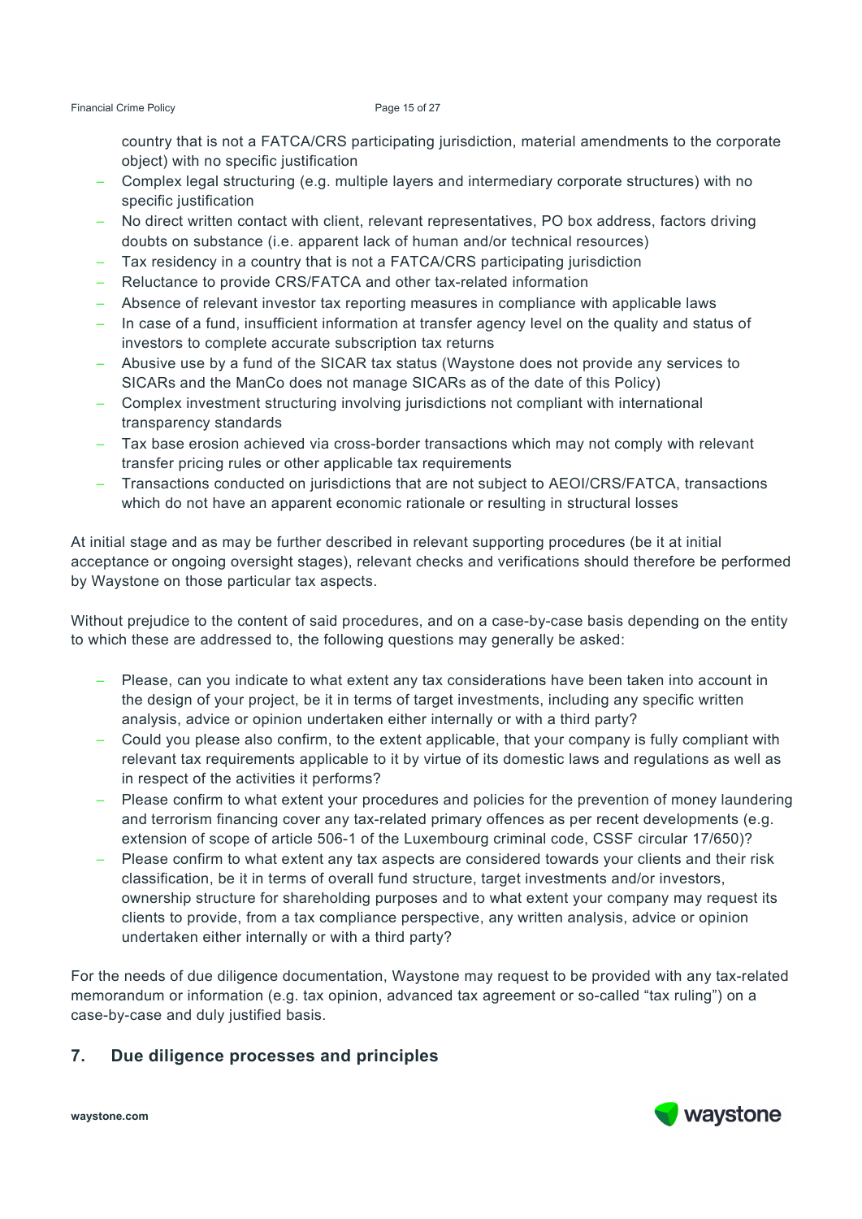country that is not a FATCA/CRS participating jurisdiction, material amendments to the corporate object) with no specific justification

- Complex legal structuring (e.g. multiple layers and intermediary corporate structures) with no specific justification
- No direct written contact with client, relevant representatives, PO box address, factors driving doubts on substance (i.e. apparent lack of human and/or technical resources)
- Tax residency in a country that is not a FATCA/CRS participating jurisdiction
- Reluctance to provide CRS/FATCA and other tax-related information
- Absence of relevant investor tax reporting measures in compliance with applicable laws
- In case of a fund, insufficient information at transfer agency level on the quality and status of investors to complete accurate subscription tax returns
- Abusive use by a fund of the SICAR tax status (Waystone does not provide any services to SICARs and the ManCo does not manage SICARs as of the date of this Policy)
- Complex investment structuring involving jurisdictions not compliant with international transparency standards
- Tax base erosion achieved via cross-border transactions which may not comply with relevant transfer pricing rules or other applicable tax requirements
- Transactions conducted on jurisdictions that are not subject to AEOI/CRS/FATCA, transactions which do not have an apparent economic rationale or resulting in structural losses

At initial stage and as may be further described in relevant supporting procedures (be it at initial acceptance or ongoing oversight stages), relevant checks and verifications should therefore be performed by Waystone on those particular tax aspects.

Without prejudice to the content of said procedures, and on a case-by-case basis depending on the entity to which these are addressed to, the following questions may generally be asked:

- Please, can you indicate to what extent any tax considerations have been taken into account in the design of your project, be it in terms of target investments, including any specific written analysis, advice or opinion undertaken either internally or with a third party?
- Could you please also confirm, to the extent applicable, that your company is fully compliant with relevant tax requirements applicable to it by virtue of its domestic laws and regulations as well as in respect of the activities it performs?
- Please confirm to what extent your procedures and policies for the prevention of money laundering and terrorism financing cover any tax-related primary offences as per recent developments (e.g. extension of scope of article 506-1 of the Luxembourg criminal code, CSSF circular 17/650)?
- Please confirm to what extent any tax aspects are considered towards your clients and their risk classification, be it in terms of overall fund structure, target investments and/or investors, ownership structure for shareholding purposes and to what extent your company may request its clients to provide, from a tax compliance perspective, any written analysis, advice or opinion undertaken either internally or with a third party?

For the needs of due diligence documentation, Waystone may request to be provided with any tax-related memorandum or information (e.g. tax opinion, advanced tax agreement or so-called "tax ruling") on a case-by-case and duly justified basis.

## 7. Due diligence processes and principles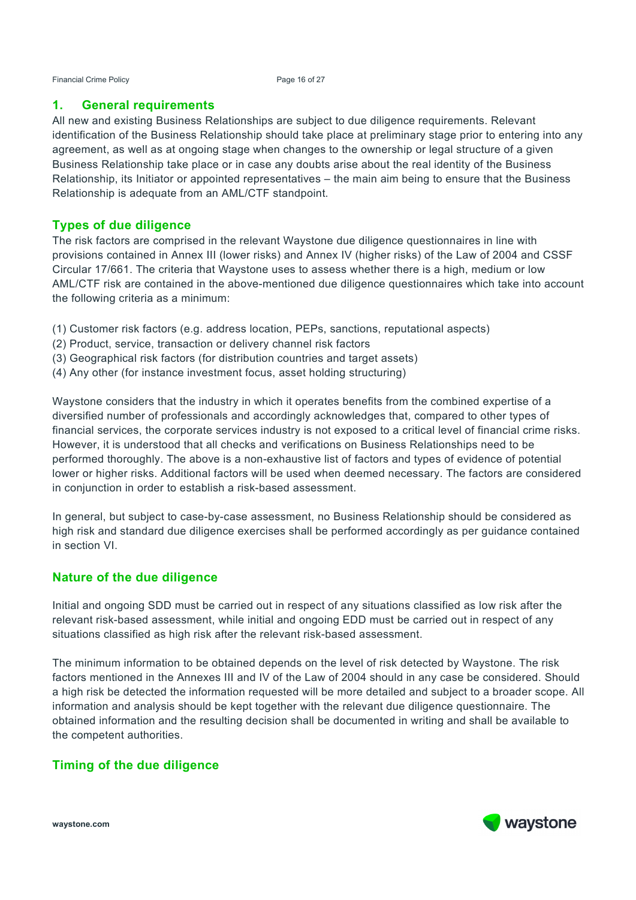## 1. General requirements

All new and existing Business Relationships are subject to due diligence requirements. Relevant identification of the Business Relationship should take place at preliminary stage prior to entering into any agreement, as well as at ongoing stage when changes to the ownership or legal structure of a given Business Relationship take place or in case any doubts arise about the real identity of the Business Relationship, its Initiator or appointed representatives – the main aim being to ensure that the Business Relationship is adequate from an AML/CTF standpoint.

### Types of due diligence

The risk factors are comprised in the relevant Waystone due diligence questionnaires in line with provisions contained in Annex III (lower risks) and Annex IV (higher risks) of the Law of 2004 and CSSF Circular 17/661. The criteria that Waystone uses to assess whether there is a high, medium or low AML/CTF risk are contained in the above-mentioned due diligence questionnaires which take into account the following criteria as a minimum:

(1) Customer risk factors (e.g. address location, PEPs, sanctions, reputational aspects)
(2) Product, service, transaction or delivery channel risk factors
(3) Geographical risk factors (for distribution countries and target assets)
(4) Any other (for instance investment focus, asset holding structuring)

Waystone considers that the industry in which it operates benefits from the combined expertise of a diversified number of professionals and accordingly acknowledges that, compared to other types of financial services, the corporate services industry is not exposed to a critical level of financial crime risks. However, it is understood that all checks and verifications on Business Relationships need to be performed thoroughly. The above is a non-exhaustive list of factors and types of evidence of potential lower or higher risks. Additional factors will be used when deemed necessary. The factors are considered in conjunction in order to establish a risk-based assessment.

In general, but subject to case-by-case assessment, no Business Relationship should be considered as high risk and standard due diligence exercises shall be performed accordingly as per guidance contained in section VI.

### Nature of the due diligence

Initial and ongoing SDD must be carried out in respect of any situations classified as low risk after the relevant risk-based assessment, while initial and ongoing EDD must be carried out in respect of any situations classified as high risk after the relevant risk-based assessment.

The minimum information to be obtained depends on the level of risk detected by Waystone. The risk factors mentioned in the Annexes III and IV of the Law of 2004 should in any case be considered. Should a high risk be detected the information requested will be more detailed and subject to a broader scope. All information and analysis should be kept together with the relevant due diligence questionnaire. The obtained information and the resulting decision shall be documented in writing and shall be available to the competent authorities.

### Timing of the due diligence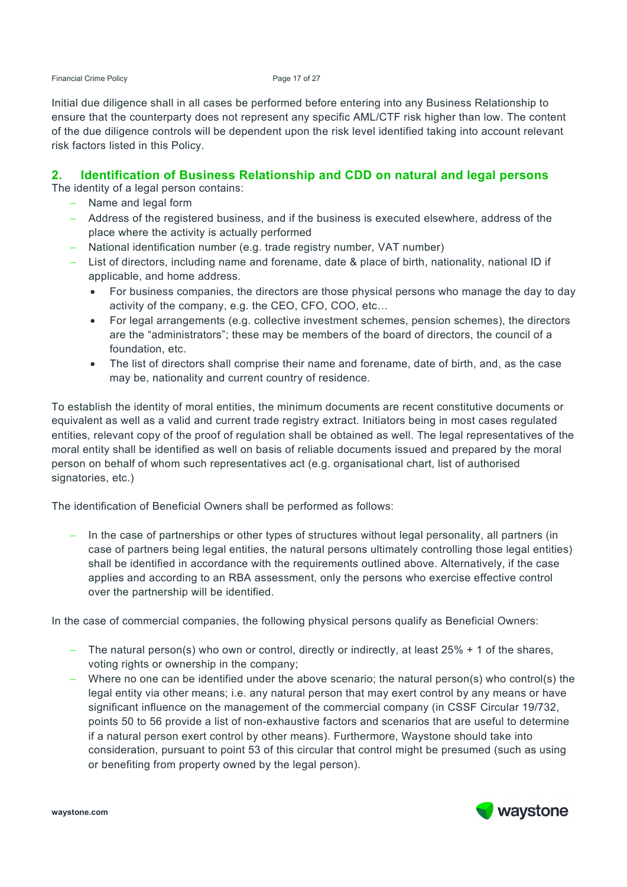Initial due diligence shall in all cases be performed before entering into any Business Relationship to ensure that the counterparty does not represent any specific AML/CTF risk higher than low. The content of the due diligence controls will be dependent upon the risk level identified taking into account relevant risk factors listed in this Policy.

## 2. Identification of Business Relationship and CDD on natural and legal persons

The identity of a legal person contains:

- Name and legal form
- Address of the registered business, and if the business is executed elsewhere, address of the place where the activity is actually performed
- National identification number (e.g. trade registry number, VAT number)
- List of directors, including name and forename, date & place of birth, nationality, national ID if applicable, and home address.
  - For business companies, the directors are those physical persons who manage the day to day activity of the company, e.g. the CEO, CFO, COO, etc…
  - For legal arrangements (e.g. collective investment schemes, pension schemes), the directors are the "administrators"; these may be members of the board of directors, the council of a foundation, etc.
  - The list of directors shall comprise their name and forename, date of birth, and, as the case may be, nationality and current country of residence.

To establish the identity of moral entities, the minimum documents are recent constitutive documents or equivalent as well as a valid and current trade registry extract. Initiators being in most cases regulated entities, relevant copy of the proof of regulation shall be obtained as well. The legal representatives of the moral entity shall be identified as well on basis of reliable documents issued and prepared by the moral person on behalf of whom such representatives act (e.g. organisational chart, list of authorised signatories, etc.)

The identification of Beneficial Owners shall be performed as follows:

- In the case of partnerships or other types of structures without legal personality, all partners (in case of partners being legal entities, the natural persons ultimately controlling those legal entities) shall be identified in accordance with the requirements outlined above. Alternatively, if the case applies and according to an RBA assessment, only the persons who exercise effective control over the partnership will be identified.

In the case of commercial companies, the following physical persons qualify as Beneficial Owners:

- The natural person(s) who own or control, directly or indirectly, at least 25% + 1 of the shares, voting rights or ownership in the company;
- Where no one can be identified under the above scenario; the natural person(s) who control(s) the legal entity via other means; i.e. any natural person that may exert control by any means or have significant influence on the management of the commercial company (in CSSF Circular 19/732, points 50 to 56 provide a list of non-exhaustive factors and scenarios that are useful to determine if a natural person exert control by other means). Furthermore, Waystone should take into consideration, pursuant to point 53 of this circular that control might be presumed (such as using or benefiting from property owned by the legal person).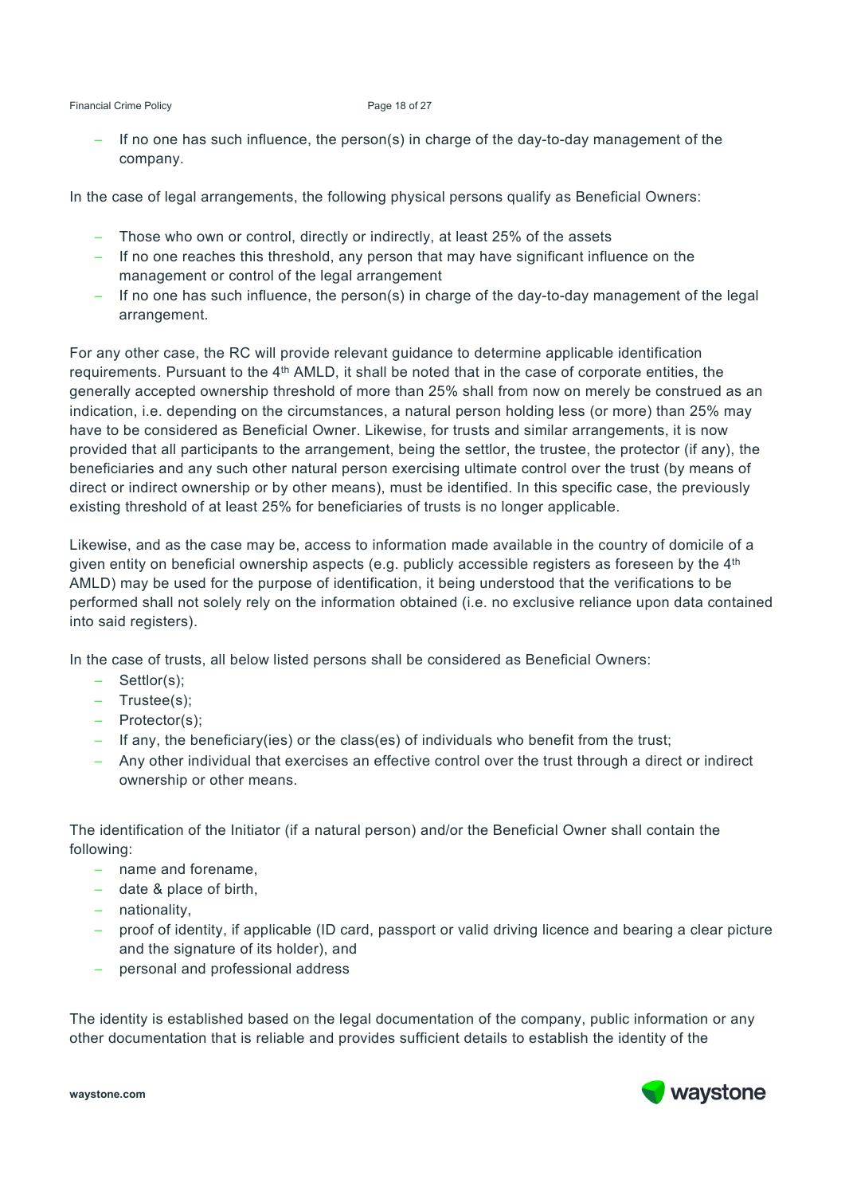- If no one has such influence, the person(s) in charge of the day-to-day management of the company.

In the case of legal arrangements, the following physical persons qualify as Beneficial Owners:

- Those who own or control, directly or indirectly, at least 25% of the assets
- If no one reaches this threshold, any person that may have significant influence on the management or control of the legal arrangement
- If no one has such influence, the person(s) in charge of the day-to-day management of the legal arrangement.

For any other case, the RC will provide relevant guidance to determine applicable identification requirements. Pursuant to the 4th AMLD, it shall be noted that in the case of corporate entities, the generally accepted ownership threshold of more than 25% shall from now on merely be construed as an indication, i.e. depending on the circumstances, a natural person holding less (or more) than 25% may have to be considered as Beneficial Owner. Likewise, for trusts and similar arrangements, it is now provided that all participants to the arrangement, being the settlor, the trustee, the protector (if any), the beneficiaries and any such other natural person exercising ultimate control over the trust (by means of direct or indirect ownership or by other means), must be identified. In this specific case, the previously existing threshold of at least 25% for beneficiaries of trusts is no longer applicable.

Likewise, and as the case may be, access to information made available in the country of domicile of a given entity on beneficial ownership aspects (e.g. publicly accessible registers as foreseen by the 4th AMLD) may be used for the purpose of identification, it being understood that the verifications to be performed shall not solely rely on the information obtained (i.e. no exclusive reliance upon data contained into said registers).

In the case of trusts, all below listed persons shall be considered as Beneficial Owners:

- Settlor(s);
- Trustee(s);
- Protector(s);
- If any, the beneficiary(ies) or the class(es) of individuals who benefit from the trust;
- Any other individual that exercises an effective control over the trust through a direct or indirect ownership or other means.

The identification of the Initiator (if a natural person) and/or the Beneficial Owner shall contain the following:

- name and forename,
- date & place of birth,
- nationality,
- proof of identity, if applicable (ID card, passport or valid driving licence and bearing a clear picture and the signature of its holder), and
- personal and professional address

The identity is established based on the legal documentation of the company, public information or any other documentation that is reliable and provides sufficient details to establish the identity of the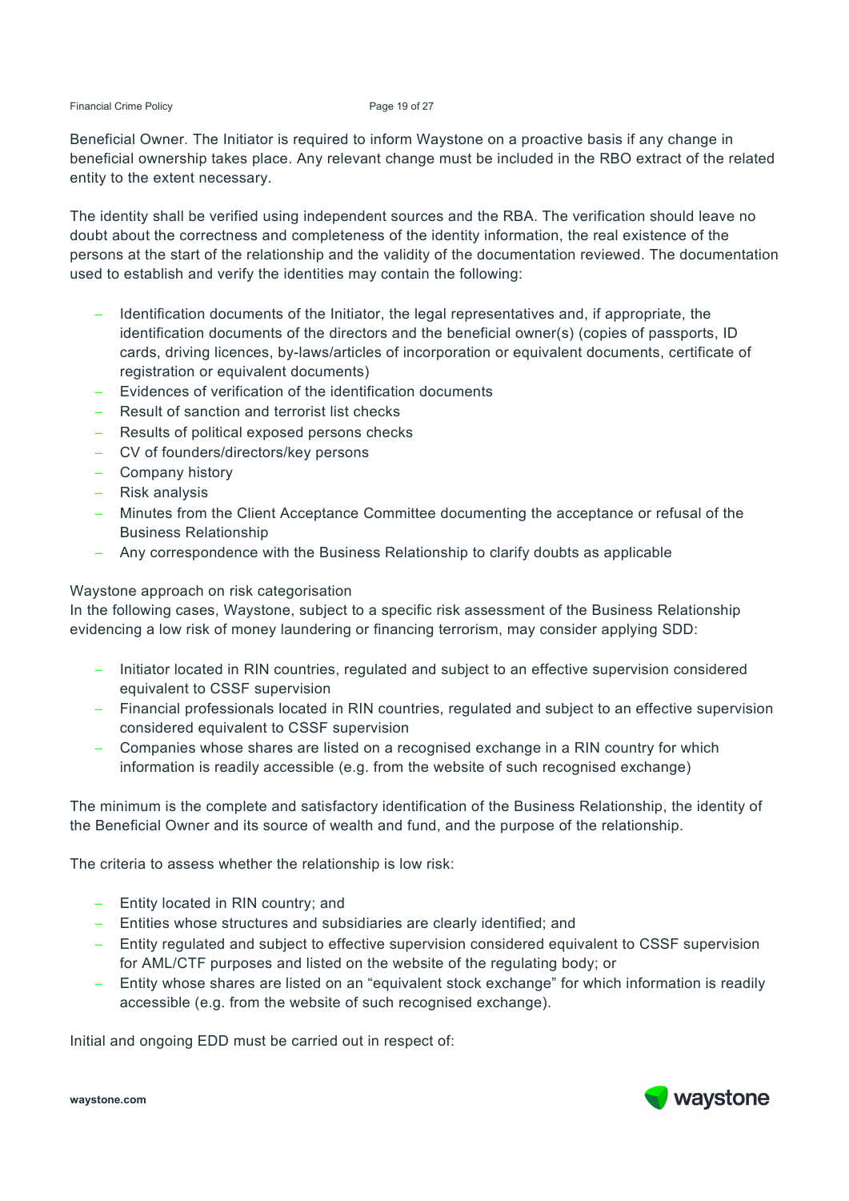Beneficial Owner. The Initiator is required to inform Waystone on a proactive basis if any change in beneficial ownership takes place. Any relevant change must be included in the RBO extract of the related entity to the extent necessary.

The identity shall be verified using independent sources and the RBA. The verification should leave no doubt about the correctness and completeness of the identity information, the real existence of the persons at the start of the relationship and the validity of the documentation reviewed. The documentation used to establish and verify the identities may contain the following:

- Identification documents of the Initiator, the legal representatives and, if appropriate, the identification documents of the directors and the beneficial owner(s) (copies of passports, ID cards, driving licences, by-laws/articles of incorporation or equivalent documents, certificate of registration or equivalent documents)
- Evidences of verification of the identification documents
- Result of sanction and terrorist list checks
- Results of political exposed persons checks
- CV of founders/directors/key persons
- Company history
- Risk analysis
- Minutes from the Client Acceptance Committee documenting the acceptance or refusal of the Business Relationship
- Any correspondence with the Business Relationship to clarify doubts as applicable

Waystone approach on risk categorisation

In the following cases, Waystone, subject to a specific risk assessment of the Business Relationship evidencing a low risk of money laundering or financing terrorism, may consider applying SDD:

- Initiator located in RIN countries, regulated and subject to an effective supervision considered equivalent to CSSF supervision
- Financial professionals located in RIN countries, regulated and subject to an effective supervision considered equivalent to CSSF supervision
- Companies whose shares are listed on a recognised exchange in a RIN country for which information is readily accessible (e.g. from the website of such recognised exchange)

The minimum is the complete and satisfactory identification of the Business Relationship, the identity of the Beneficial Owner and its source of wealth and fund, and the purpose of the relationship.

The criteria to assess whether the relationship is low risk:

- Entity located in RIN country; and
- Entities whose structures and subsidiaries are clearly identified; and
- Entity regulated and subject to effective supervision considered equivalent to CSSF supervision for AML/CTF purposes and listed on the website of the regulating body; or
- Entity whose shares are listed on an "equivalent stock exchange" for which information is readily accessible (e.g. from the website of such recognised exchange).

Initial and ongoing EDD must be carried out in respect of: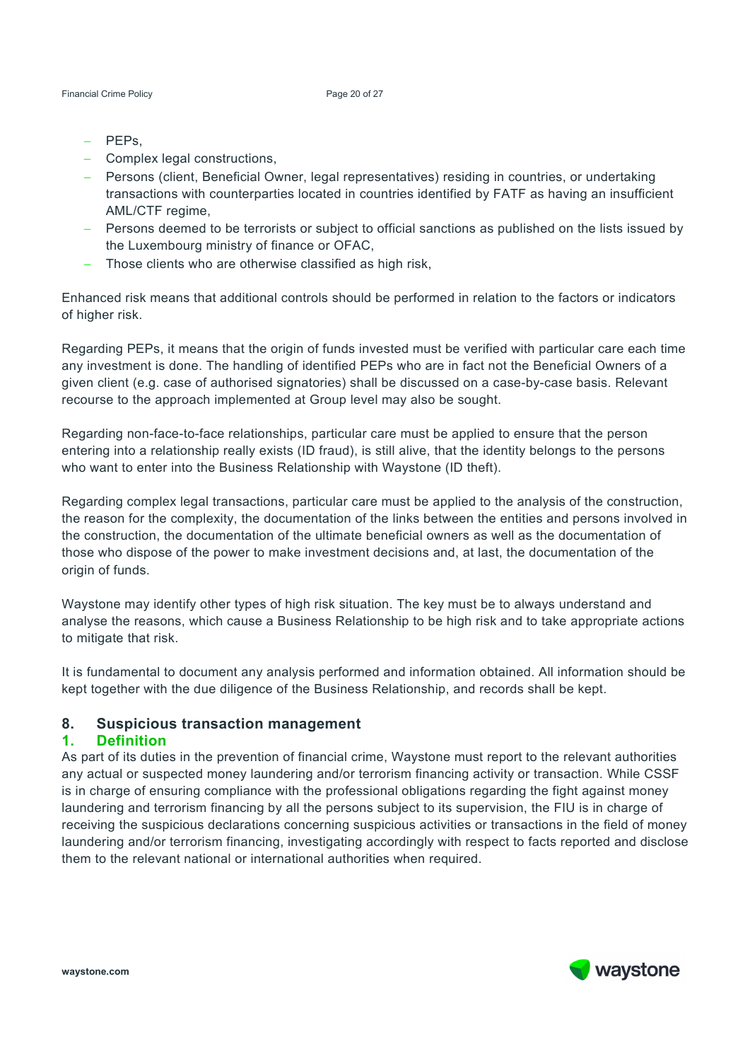- PEPs,
- Complex legal constructions,
- Persons (client, Beneficial Owner, legal representatives) residing in countries, or undertaking transactions with counterparties located in countries identified by FATF as having an insufficient AML/CTF regime,
- Persons deemed to be terrorists or subject to official sanctions as published on the lists issued by the Luxembourg ministry of finance or OFAC,
- Those clients who are otherwise classified as high risk,

Enhanced risk means that additional controls should be performed in relation to the factors or indicators of higher risk.

Regarding PEPs, it means that the origin of funds invested must be verified with particular care each time any investment is done. The handling of identified PEPs who are in fact not the Beneficial Owners of a given client (e.g. case of authorised signatories) shall be discussed on a case-by-case basis. Relevant recourse to the approach implemented at Group level may also be sought.

Regarding non-face-to-face relationships, particular care must be applied to ensure that the person entering into a relationship really exists (ID fraud), is still alive, that the identity belongs to the persons who want to enter into the Business Relationship with Waystone (ID theft).

Regarding complex legal transactions, particular care must be applied to the analysis of the construction, the reason for the complexity, the documentation of the links between the entities and persons involved in the construction, the documentation of the ultimate beneficial owners as well as the documentation of those who dispose of the power to make investment decisions and, at last, the documentation of the origin of funds.

Waystone may identify other types of high risk situation. The key must be to always understand and analyse the reasons, which cause a Business Relationship to be high risk and to take appropriate actions to mitigate that risk.

It is fundamental to document any analysis performed and information obtained. All information should be kept together with the due diligence of the Business Relationship, and records shall be kept.

## 8. Suspicious transaction management

### 1. Definition

As part of its duties in the prevention of financial crime, Waystone must report to the relevant authorities any actual or suspected money laundering and/or terrorism financing activity or transaction. While CSSF is in charge of ensuring compliance with the professional obligations regarding the fight against money laundering and terrorism financing by all the persons subject to its supervision, the FIU is in charge of receiving the suspicious declarations concerning suspicious activities or transactions in the field of money laundering and/or terrorism financing, investigating accordingly with respect to facts reported and disclose them to the relevant national or international authorities when required.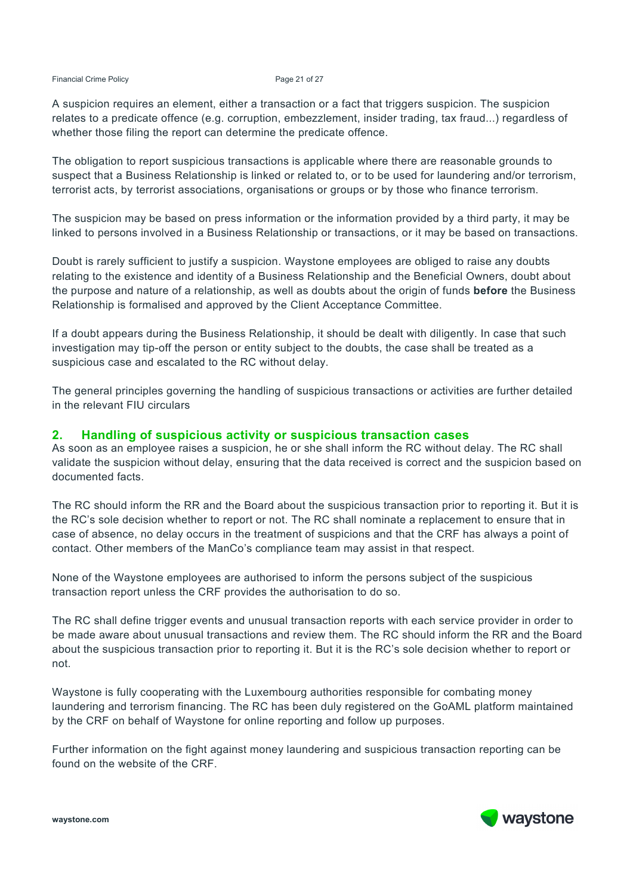A suspicion requires an element, either a transaction or a fact that triggers suspicion. The suspicion relates to a predicate offence (e.g. corruption, embezzlement, insider trading, tax fraud...) regardless of whether those filing the report can determine the predicate offence.

The obligation to report suspicious transactions is applicable where there are reasonable grounds to suspect that a Business Relationship is linked or related to, or to be used for laundering and/or terrorism, terrorist acts, by terrorist associations, organisations or groups or by those who finance terrorism.

The suspicion may be based on press information or the information provided by a third party, it may be linked to persons involved in a Business Relationship or transactions, or it may be based on transactions.

Doubt is rarely sufficient to justify a suspicion. Waystone employees are obliged to raise any doubts relating to the existence and identity of a Business Relationship and the Beneficial Owners, doubt about the purpose and nature of a relationship, as well as doubts about the origin of funds **before** the Business Relationship is formalised and approved by the Client Acceptance Committee.

If a doubt appears during the Business Relationship, it should be dealt with diligently. In case that such investigation may tip-off the person or entity subject to the doubts, the case shall be treated as a suspicious case and escalated to the RC without delay.

The general principles governing the handling of suspicious transactions or activities are further detailed in the relevant FIU circulars

## 2. Handling of suspicious activity or suspicious transaction cases

As soon as an employee raises a suspicion, he or she shall inform the RC without delay. The RC shall validate the suspicion without delay, ensuring that the data received is correct and the suspicion based on documented facts.

The RC should inform the RR and the Board about the suspicious transaction prior to reporting it. But it is the RC's sole decision whether to report or not. The RC shall nominate a replacement to ensure that in case of absence, no delay occurs in the treatment of suspicions and that the CRF has always a point of contact. Other members of the ManCo's compliance team may assist in that respect.

None of the Waystone employees are authorised to inform the persons subject of the suspicious transaction report unless the CRF provides the authorisation to do so.

The RC shall define trigger events and unusual transaction reports with each service provider in order to be made aware about unusual transactions and review them. The RC should inform the RR and the Board about the suspicious transaction prior to reporting it. But it is the RC's sole decision whether to report or not.

Waystone is fully cooperating with the Luxembourg authorities responsible for combating money laundering and terrorism financing. The RC has been duly registered on the GoAML platform maintained by the CRF on behalf of Waystone for online reporting and follow up purposes.

Further information on the fight against money laundering and suspicious transaction reporting can be found on the website of the CRF.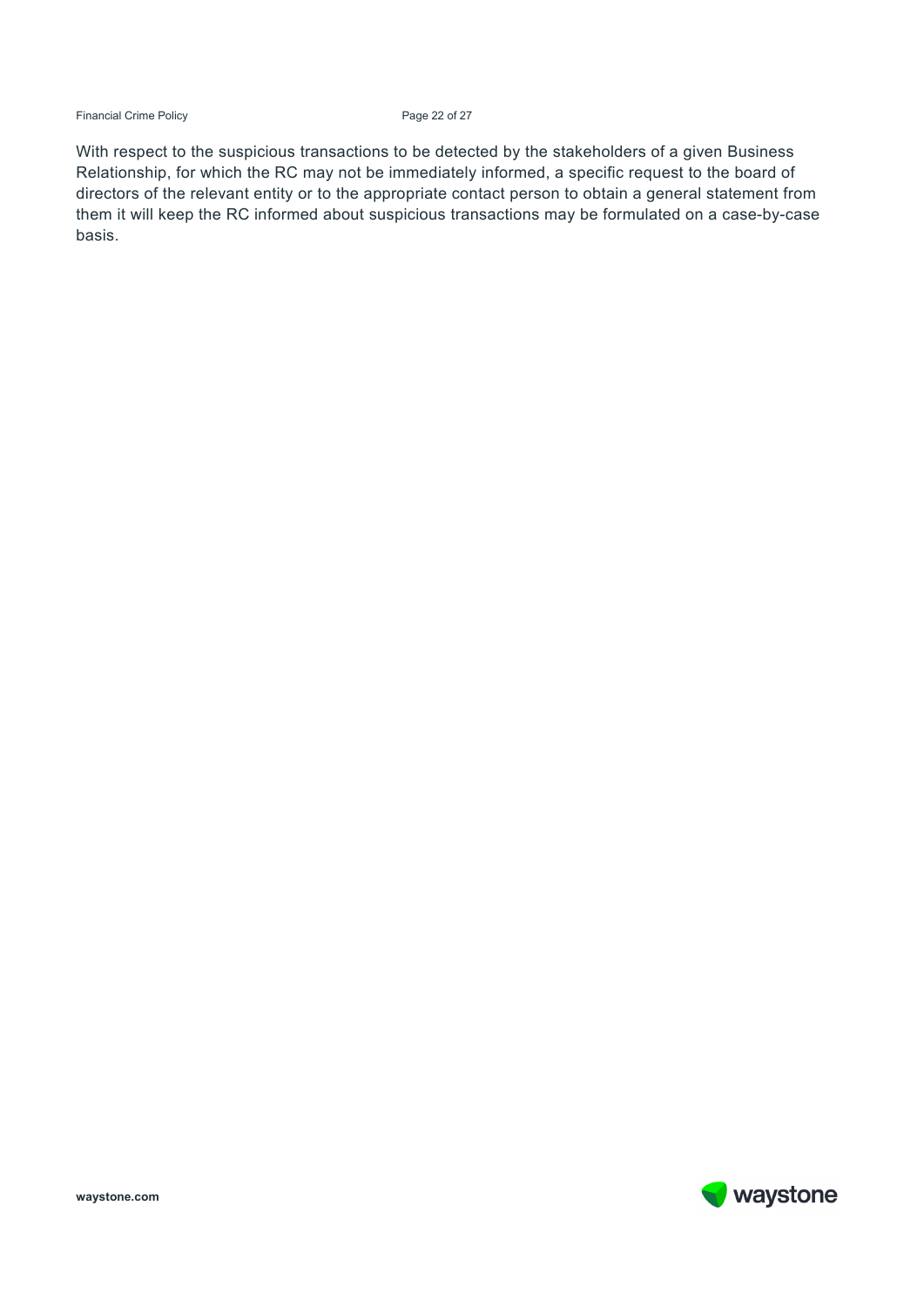With respect to the suspicious transactions to be detected by the stakeholders of a given Business Relationship, for which the RC may not be immediately informed, a specific request to the board of directors of the relevant entity or to the appropriate contact person to obtain a general statement from them it will keep the RC informed about suspicious transactions may be formulated on a case-by-case basis.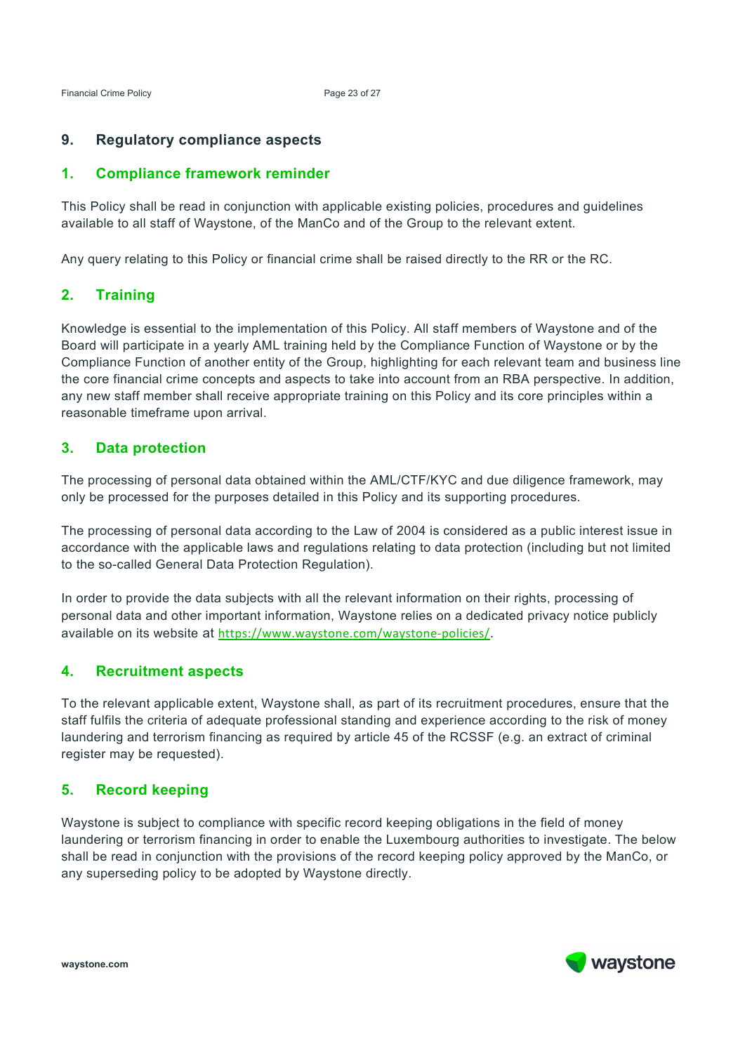## 9. Regulatory compliance aspects

### 1. Compliance framework reminder

This Policy shall be read in conjunction with applicable existing policies, procedures and guidelines available to all staff of Waystone, of the ManCo and of the Group to the relevant extent.

Any query relating to this Policy or financial crime shall be raised directly to the RR or the RC.

### 2. Training

Knowledge is essential to the implementation of this Policy. All staff members of Waystone and of the Board will participate in a yearly AML training held by the Compliance Function of Waystone or by the Compliance Function of another entity of the Group, highlighting for each relevant team and business line the core financial crime concepts and aspects to take into account from an RBA perspective. In addition, any new staff member shall receive appropriate training on this Policy and its core principles within a reasonable timeframe upon arrival.

### 3. Data protection

The processing of personal data obtained within the AML/CTF/KYC and due diligence framework, may only be processed for the purposes detailed in this Policy and its supporting procedures.

The processing of personal data according to the Law of 2004 is considered as a public interest issue in accordance with the applicable laws and regulations relating to data protection (including but not limited to the so-called General Data Protection Regulation).

In order to provide the data subjects with all the relevant information on their rights, processing of personal data and other important information, Waystone relies on a dedicated privacy notice publicly available on its website at https://www.waystone.com/waystone-policies/.

### 4. Recruitment aspects

To the relevant applicable extent, Waystone shall, as part of its recruitment procedures, ensure that the staff fulfils the criteria of adequate professional standing and experience according to the risk of money laundering and terrorism financing as required by article 45 of the RCSSF (e.g. an extract of criminal register may be requested).

### 5. Record keeping

Waystone is subject to compliance with specific record keeping obligations in the field of money laundering or terrorism financing in order to enable the Luxembourg authorities to investigate. The below shall be read in conjunction with the provisions of the record keeping policy approved by the ManCo, or any superseding policy to be adopted by Waystone directly.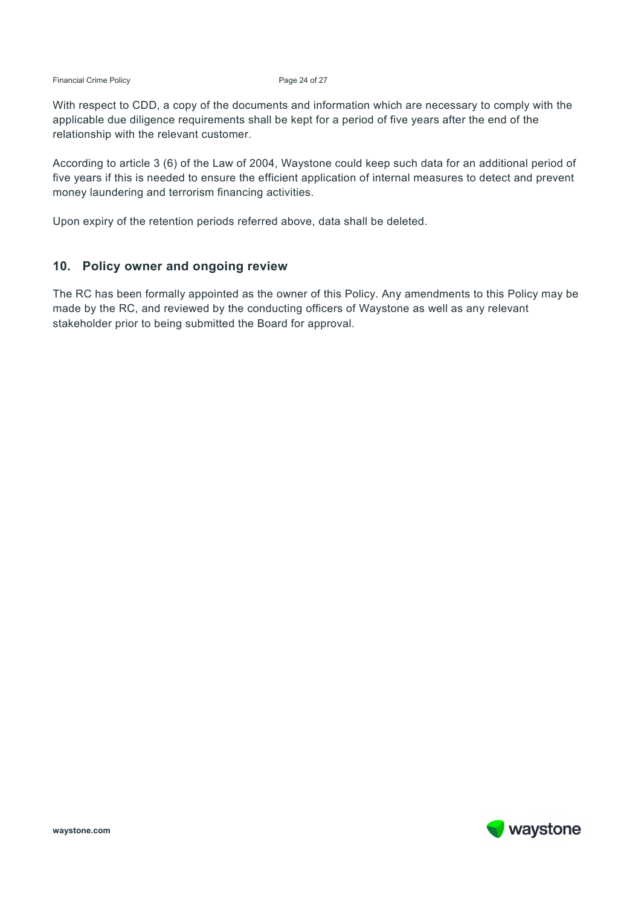With respect to CDD, a copy of the documents and information which are necessary to comply with the applicable due diligence requirements shall be kept for a period of five years after the end of the relationship with the relevant customer.

According to article 3 (6) of the Law of 2004, Waystone could keep such data for an additional period of five years if this is needed to ensure the efficient application of internal measures to detect and prevent money laundering and terrorism financing activities.

Upon expiry of the retention periods referred above, data shall be deleted.

## 10. Policy owner and ongoing review

The RC has been formally appointed as the owner of this Policy. Any amendments to this Policy may be made by the RC, and reviewed by the conducting officers of Waystone as well as any relevant stakeholder prior to being submitted the Board for approval.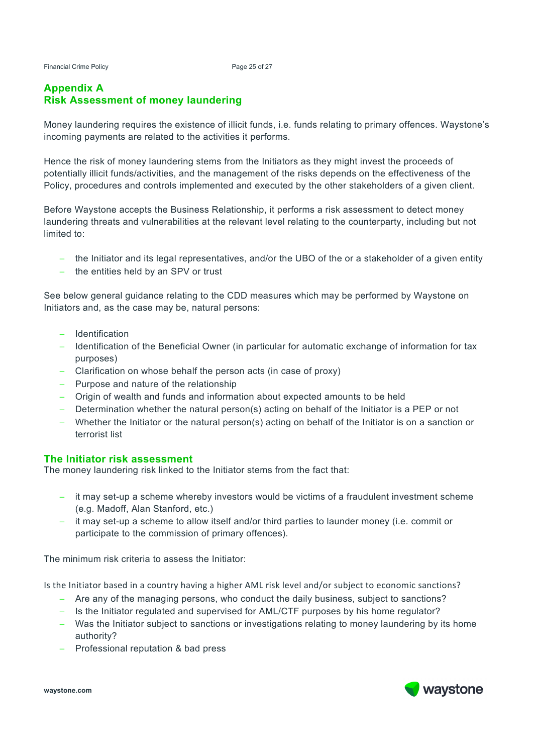## Appendix A
## Risk Assessment of money laundering

Money laundering requires the existence of illicit funds, i.e. funds relating to primary offences. Waystone's incoming payments are related to the activities it performs.

Hence the risk of money laundering stems from the Initiators as they might invest the proceeds of potentially illicit funds/activities, and the management of the risks depends on the effectiveness of the Policy, procedures and controls implemented and executed by the other stakeholders of a given client.

Before Waystone accepts the Business Relationship, it performs a risk assessment to detect money laundering threats and vulnerabilities at the relevant level relating to the counterparty, including but not limited to:

- the Initiator and its legal representatives, and/or the UBO of the or a stakeholder of a given entity
- the entities held by an SPV or trust

See below general guidance relating to the CDD measures which may be performed by Waystone on Initiators and, as the case may be, natural persons:

- Identification
- Identification of the Beneficial Owner (in particular for automatic exchange of information for tax purposes)
- Clarification on whose behalf the person acts (in case of proxy)
- Purpose and nature of the relationship
- Origin of wealth and funds and information about expected amounts to be held
- Determination whether the natural person(s) acting on behalf of the Initiator is a PEP or not
- Whether the Initiator or the natural person(s) acting on behalf of the Initiator is on a sanction or terrorist list

### The Initiator risk assessment

The money laundering risk linked to the Initiator stems from the fact that:

- it may set-up a scheme whereby investors would be victims of a fraudulent investment scheme (e.g. Madoff, Alan Stanford, etc.)
- it may set-up a scheme to allow itself and/or third parties to launder money (i.e. commit or participate to the commission of primary offences).

The minimum risk criteria to assess the Initiator:

Is the Initiator based in a country having a higher AML risk level and/or subject to economic sanctions?

- Are any of the managing persons, who conduct the daily business, subject to sanctions?
- Is the Initiator regulated and supervised for AML/CTF purposes by his home regulator?
- Was the Initiator subject to sanctions or investigations relating to money laundering by its home authority?
- Professional reputation & bad press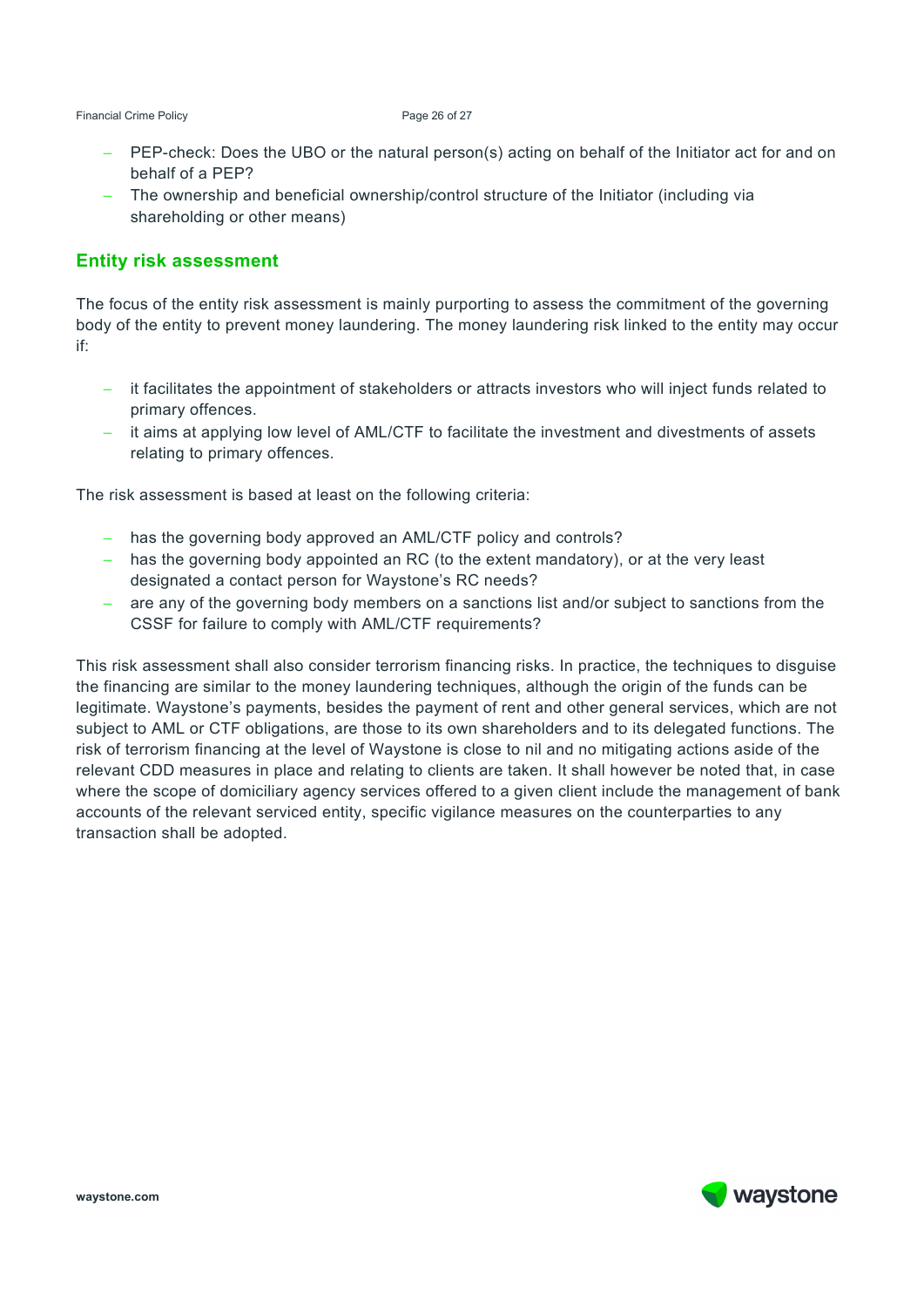- PEP-check: Does the UBO or the natural person(s) acting on behalf of the Initiator act for and on behalf of a PEP?
- The ownership and beneficial ownership/control structure of the Initiator (including via shareholding or other means)

## Entity risk assessment

The focus of the entity risk assessment is mainly purporting to assess the commitment of the governing body of the entity to prevent money laundering. The money laundering risk linked to the entity may occur if:

- it facilitates the appointment of stakeholders or attracts investors who will inject funds related to primary offences.
- it aims at applying low level of AML/CTF to facilitate the investment and divestments of assets relating to primary offences.

The risk assessment is based at least on the following criteria:

- has the governing body approved an AML/CTF policy and controls?
- has the governing body appointed an RC (to the extent mandatory), or at the very least designated a contact person for Waystone's RC needs?
- are any of the governing body members on a sanctions list and/or subject to sanctions from the CSSF for failure to comply with AML/CTF requirements?

This risk assessment shall also consider terrorism financing risks. In practice, the techniques to disguise the financing are similar to the money laundering techniques, although the origin of the funds can be legitimate. Waystone's payments, besides the payment of rent and other general services, which are not subject to AML or CTF obligations, are those to its own shareholders and to its delegated functions. The risk of terrorism financing at the level of Waystone is close to nil and no mitigating actions aside of the relevant CDD measures in place and relating to clients are taken. It shall however be noted that, in case where the scope of domiciliary agency services offered to a given client include the management of bank accounts of the relevant serviced entity, specific vigilance measures on the counterparties to any transaction shall be adopted.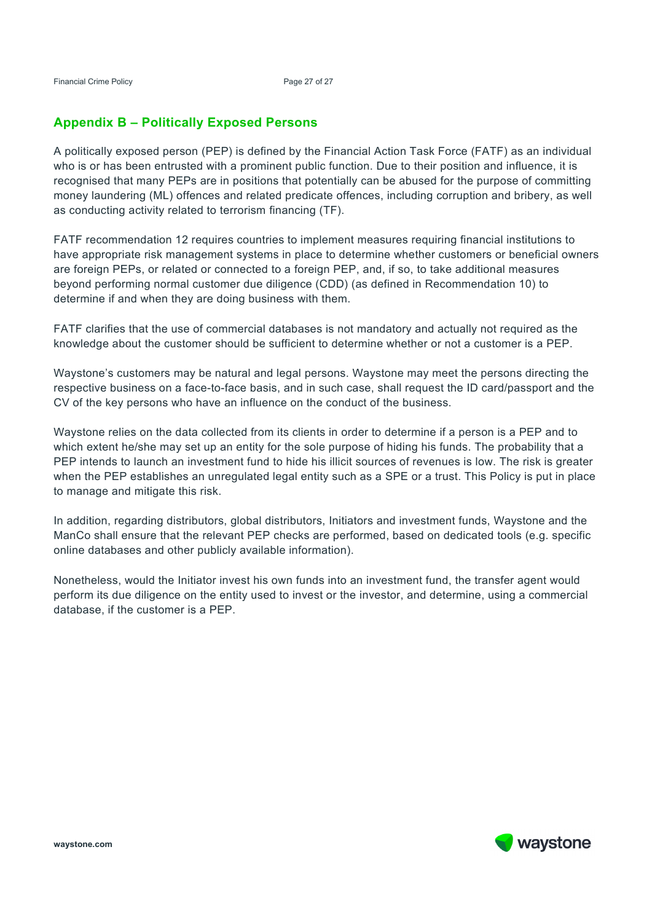## Appendix B – Politically Exposed Persons

A politically exposed person (PEP) is defined by the Financial Action Task Force (FATF) as an individual who is or has been entrusted with a prominent public function. Due to their position and influence, it is recognised that many PEPs are in positions that potentially can be abused for the purpose of committing money laundering (ML) offences and related predicate offences, including corruption and bribery, as well as conducting activity related to terrorism financing (TF).

FATF recommendation 12 requires countries to implement measures requiring financial institutions to have appropriate risk management systems in place to determine whether customers or beneficial owners are foreign PEPs, or related or connected to a foreign PEP, and, if so, to take additional measures beyond performing normal customer due diligence (CDD) (as defined in Recommendation 10) to determine if and when they are doing business with them.

FATF clarifies that the use of commercial databases is not mandatory and actually not required as the knowledge about the customer should be sufficient to determine whether or not a customer is a PEP.

Waystone's customers may be natural and legal persons. Waystone may meet the persons directing the respective business on a face-to-face basis, and in such case, shall request the ID card/passport and the CV of the key persons who have an influence on the conduct of the business.

Waystone relies on the data collected from its clients in order to determine if a person is a PEP and to which extent he/she may set up an entity for the sole purpose of hiding his funds. The probability that a PEP intends to launch an investment fund to hide his illicit sources of revenues is low. The risk is greater when the PEP establishes an unregulated legal entity such as a SPE or a trust. This Policy is put in place to manage and mitigate this risk.

In addition, regarding distributors, global distributors, Initiators and investment funds, Waystone and the ManCo shall ensure that the relevant PEP checks are performed, based on dedicated tools (e.g. specific online databases and other publicly available information).

Nonetheless, would the Initiator invest his own funds into an investment fund, the transfer agent would perform its due diligence on the entity used to invest or the investor, and determine, using a commercial database, if the customer is a PEP.